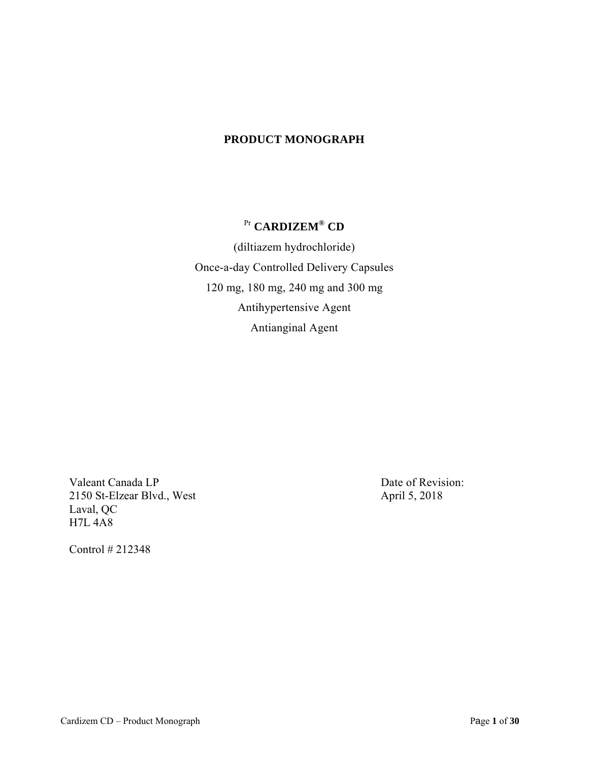# PRODUCT MONOGRAPH

## Pr CARDIZEM® CD

(diltiazem hydrochloride)

Once-a-day Controlled Delivery Capsules

120 mg, 180 mg, 240 mg and 300 mg

Antihypertensive Agent

Antianginal Agent

Valeant Canada LP
2150 St-Elzear Blvd., West
Laval, QC
H7L 4A8

Date of Revision:
April 5, 2018

Control # 212348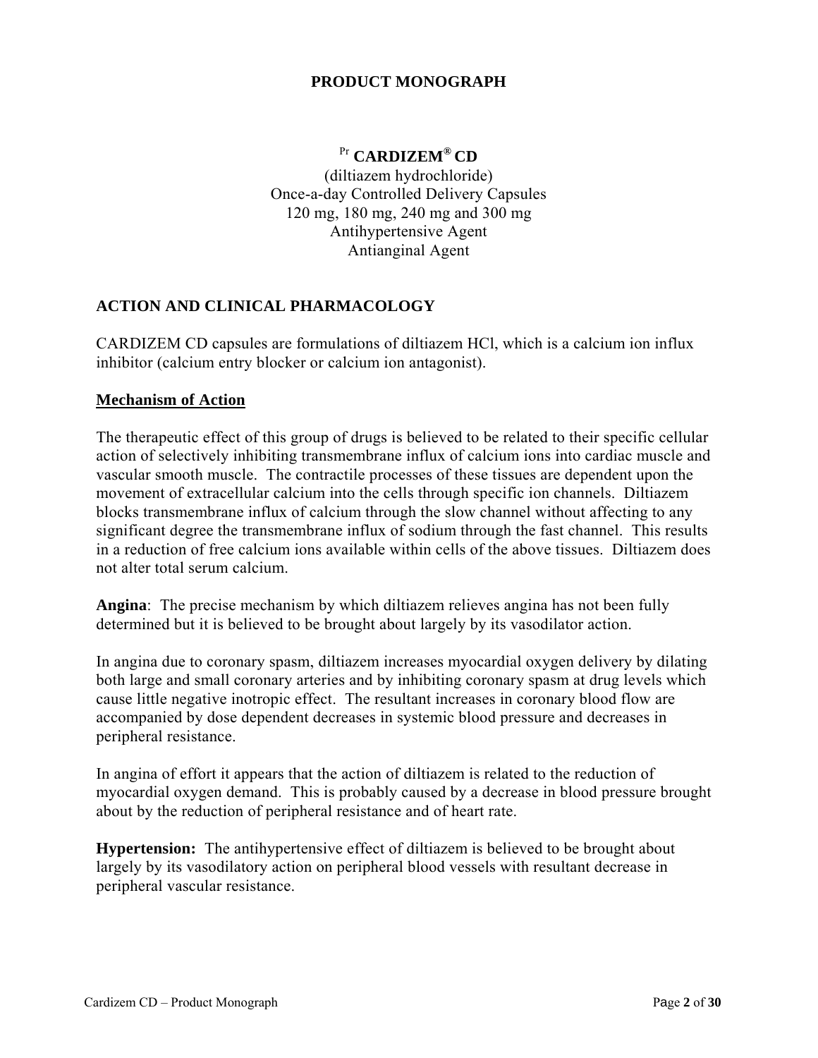# PRODUCT MONOGRAPH

**Pr CARDIZEM® CD**

(diltiazem hydrochloride)
Once-a-day Controlled Delivery Capsules
120 mg, 180 mg, 240 mg and 300 mg
Antihypertensive Agent
Antianginal Agent

## ACTION AND CLINICAL PHARMACOLOGY

CARDIZEM CD capsules are formulations of diltiazem HCl, which is a calcium ion influx inhibitor (calcium entry blocker or calcium ion antagonist).

### Mechanism of Action

The therapeutic effect of this group of drugs is believed to be related to their specific cellular action of selectively inhibiting transmembrane influx of calcium ions into cardiac muscle and vascular smooth muscle. The contractile processes of these tissues are dependent upon the movement of extracellular calcium into the cells through specific ion channels. Diltiazem blocks transmembrane influx of calcium through the slow channel without affecting to any significant degree the transmembrane influx of sodium through the fast channel. This results in a reduction of free calcium ions available within cells of the above tissues. Diltiazem does not alter total serum calcium.

**Angina**: The precise mechanism by which diltiazem relieves angina has not been fully determined but it is believed to be brought about largely by its vasodilator action.

In angina due to coronary spasm, diltiazem increases myocardial oxygen delivery by dilating both large and small coronary arteries and by inhibiting coronary spasm at drug levels which cause little negative inotropic effect. The resultant increases in coronary blood flow are accompanied by dose dependent decreases in systemic blood pressure and decreases in peripheral resistance.

In angina of effort it appears that the action of diltiazem is related to the reduction of myocardial oxygen demand. This is probably caused by a decrease in blood pressure brought about by the reduction of peripheral resistance and of heart rate.

**Hypertension:** The antihypertensive effect of diltiazem is believed to be brought about largely by its vasodilatory action on peripheral blood vessels with resultant decrease in peripheral vascular resistance.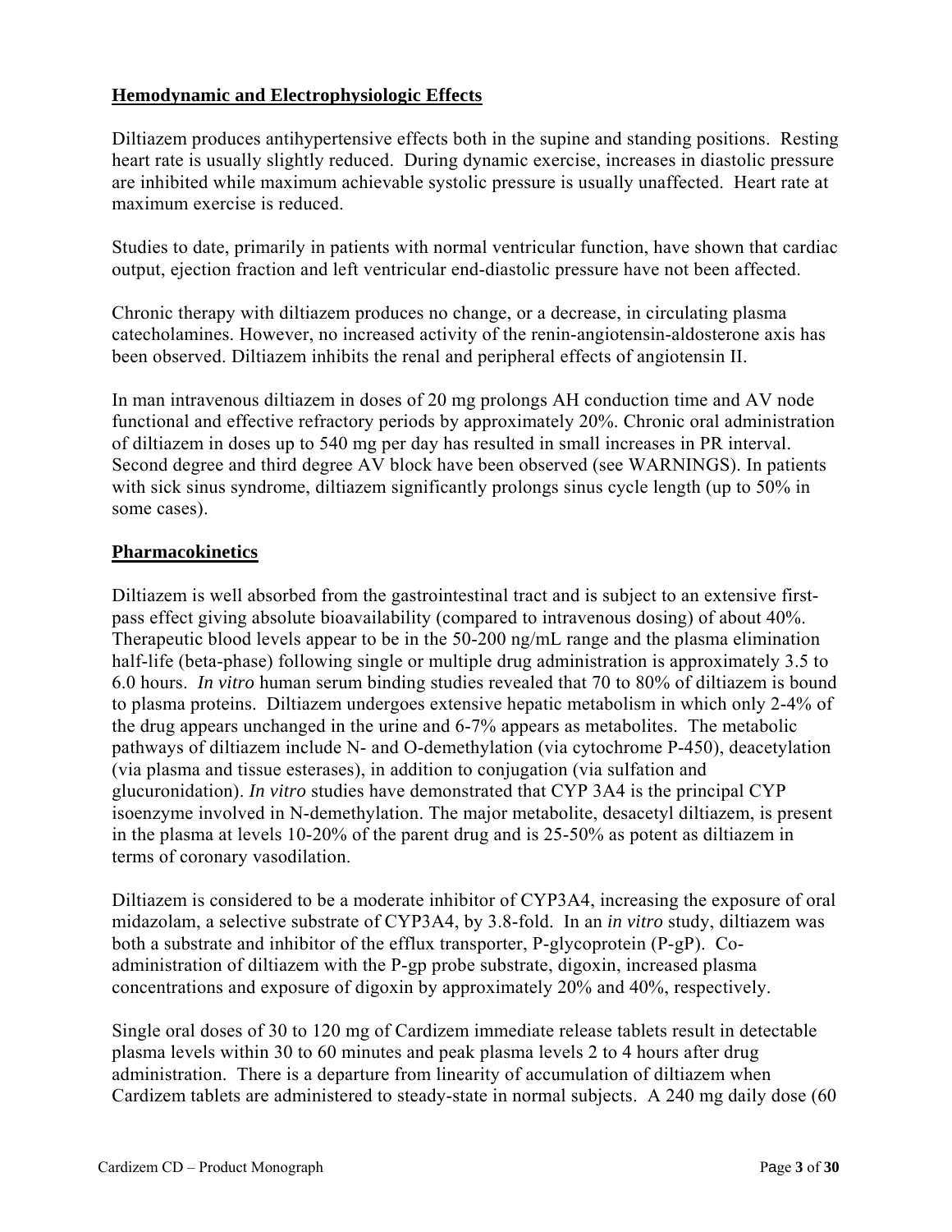### Hemodynamic and Electrophysiologic Effects

Diltiazem produces antihypertensive effects both in the supine and standing positions. Resting heart rate is usually slightly reduced. During dynamic exercise, increases in diastolic pressure are inhibited while maximum achievable systolic pressure is usually unaffected. Heart rate at maximum exercise is reduced.

Studies to date, primarily in patients with normal ventricular function, have shown that cardiac output, ejection fraction and left ventricular end-diastolic pressure have not been affected.

Chronic therapy with diltiazem produces no change, or a decrease, in circulating plasma catecholamines. However, no increased activity of the renin-angiotensin-aldosterone axis has been observed. Diltiazem inhibits the renal and peripheral effects of angiotensin II.

In man intravenous diltiazem in doses of 20 mg prolongs AH conduction time and AV node functional and effective refractory periods by approximately 20%. Chronic oral administration of diltiazem in doses up to 540 mg per day has resulted in small increases in PR interval. Second degree and third degree AV block have been observed (see WARNINGS). In patients with sick sinus syndrome, diltiazem significantly prolongs sinus cycle length (up to 50% in some cases).

### Pharmacokinetics

Diltiazem is well absorbed from the gastrointestinal tract and is subject to an extensive first-pass effect giving absolute bioavailability (compared to intravenous dosing) of about 40%. Therapeutic blood levels appear to be in the 50-200 ng/mL range and the plasma elimination half-life (beta-phase) following single or multiple drug administration is approximately 3.5 to 6.0 hours. *In vitro* human serum binding studies revealed that 70 to 80% of diltiazem is bound to plasma proteins. Diltiazem undergoes extensive hepatic metabolism in which only 2-4% of the drug appears unchanged in the urine and 6-7% appears as metabolites. The metabolic pathways of diltiazem include N- and O-demethylation (via cytochrome P-450), deacetylation (via plasma and tissue esterases), in addition to conjugation (via sulfation and glucuronidation). *In vitro* studies have demonstrated that CYP 3A4 is the principal CYP isoenzyme involved in N-demethylation. The major metabolite, desacetyl diltiazem, is present in the plasma at levels 10-20% of the parent drug and is 25-50% as potent as diltiazem in terms of coronary vasodilation.

Diltiazem is considered to be a moderate inhibitor of CYP3A4, increasing the exposure of oral midazolam, a selective substrate of CYP3A4, by 3.8-fold. In an *in vitro* study, diltiazem was both a substrate and inhibitor of the efflux transporter, P-glycoprotein (P-gP). Co-administration of diltiazem with the P-gp probe substrate, digoxin, increased plasma concentrations and exposure of digoxin by approximately 20% and 40%, respectively.

Single oral doses of 30 to 120 mg of Cardizem immediate release tablets result in detectable plasma levels within 30 to 60 minutes and peak plasma levels 2 to 4 hours after drug administration. There is a departure from linearity of accumulation of diltiazem when Cardizem tablets are administered to steady-state in normal subjects. A 240 mg daily dose (60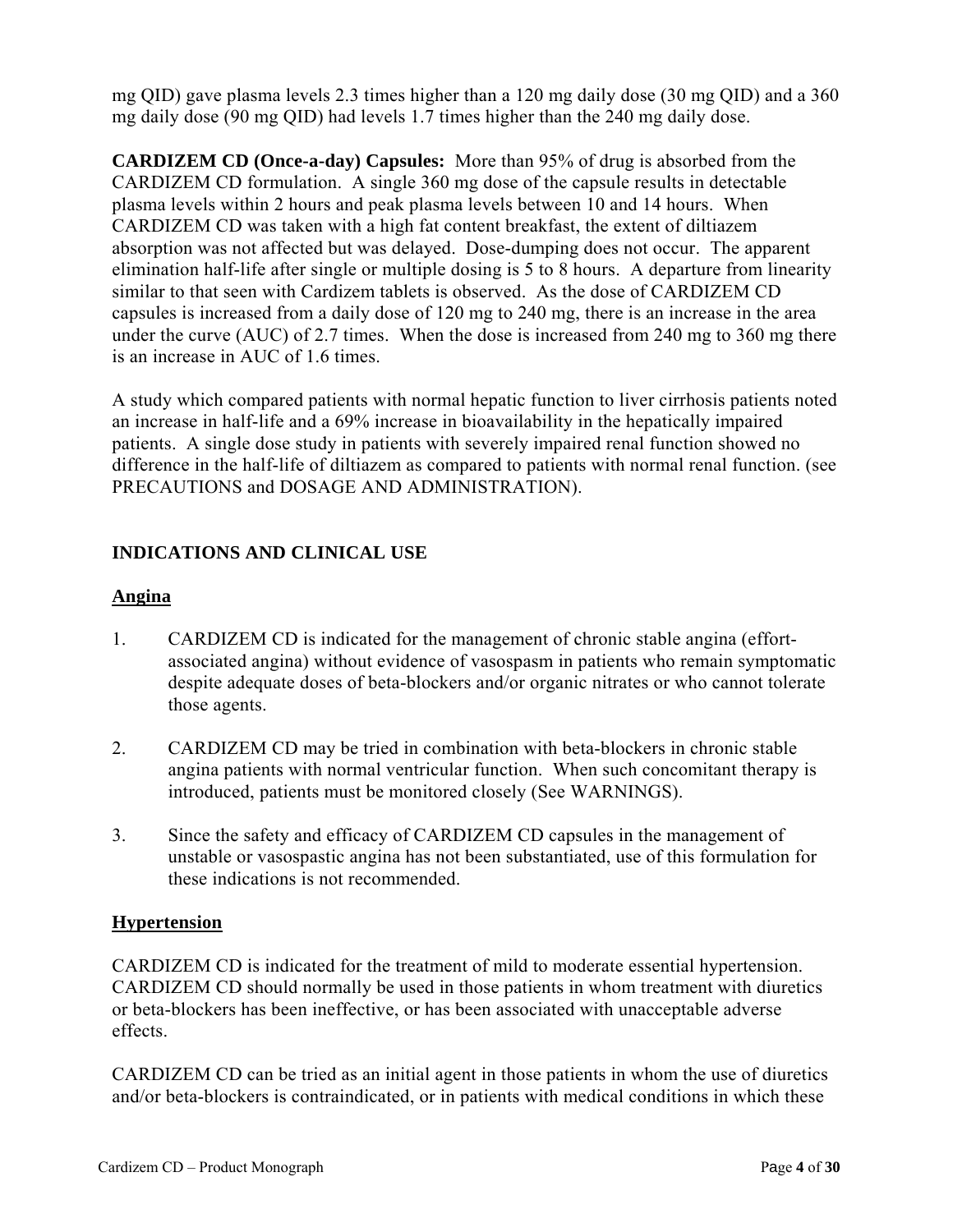mg QID) gave plasma levels 2.3 times higher than a 120 mg daily dose (30 mg QID) and a 360 mg daily dose (90 mg QID) had levels 1.7 times higher than the 240 mg daily dose.

**CARDIZEM CD (Once-a-day) Capsules:** More than 95% of drug is absorbed from the CARDIZEM CD formulation. A single 360 mg dose of the capsule results in detectable plasma levels within 2 hours and peak plasma levels between 10 and 14 hours. When CARDIZEM CD was taken with a high fat content breakfast, the extent of diltiazem absorption was not affected but was delayed. Dose-dumping does not occur. The apparent elimination half-life after single or multiple dosing is 5 to 8 hours. A departure from linearity similar to that seen with Cardizem tablets is observed. As the dose of CARDIZEM CD capsules is increased from a daily dose of 120 mg to 240 mg, there is an increase in the area under the curve (AUC) of 2.7 times. When the dose is increased from 240 mg to 360 mg there is an increase in AUC of 1.6 times.

A study which compared patients with normal hepatic function to liver cirrhosis patients noted an increase in half-life and a 69% increase in bioavailability in the hepatically impaired patients. A single dose study in patients with severely impaired renal function showed no difference in the half-life of diltiazem as compared to patients with normal renal function. (see PRECAUTIONS and DOSAGE AND ADMINISTRATION).

## INDICATIONS AND CLINICAL USE

### Angina

1. CARDIZEM CD is indicated for the management of chronic stable angina (effort-associated angina) without evidence of vasospasm in patients who remain symptomatic despite adequate doses of beta-blockers and/or organic nitrates or who cannot tolerate those agents.

2. CARDIZEM CD may be tried in combination with beta-blockers in chronic stable angina patients with normal ventricular function. When such concomitant therapy is introduced, patients must be monitored closely (See WARNINGS).

3. Since the safety and efficacy of CARDIZEM CD capsules in the management of unstable or vasospastic angina has not been substantiated, use of this formulation for these indications is not recommended.

### Hypertension

CARDIZEM CD is indicated for the treatment of mild to moderate essential hypertension. CARDIZEM CD should normally be used in those patients in whom treatment with diuretics or beta-blockers has been ineffective, or has been associated with unacceptable adverse effects.

CARDIZEM CD can be tried as an initial agent in those patients in whom the use of diuretics and/or beta-blockers is contraindicated, or in patients with medical conditions in which these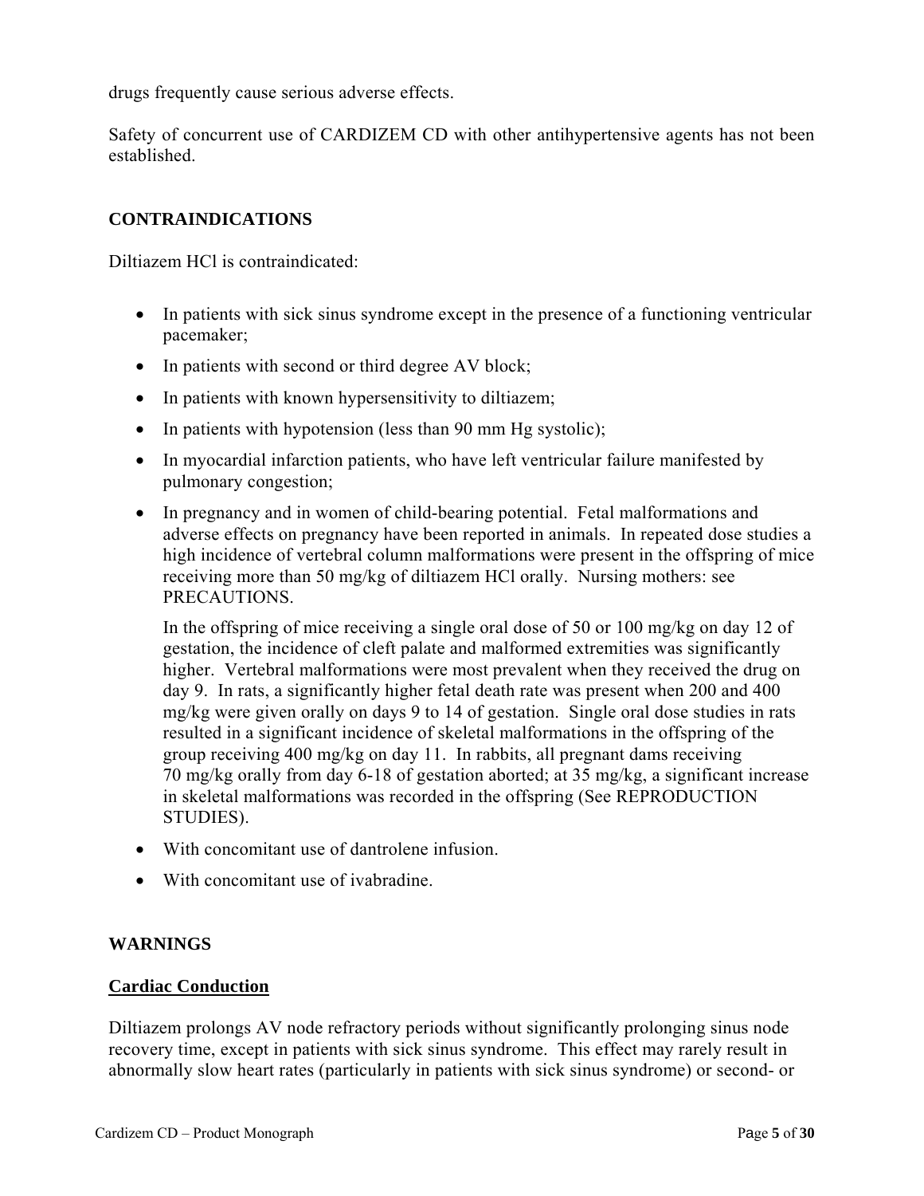drugs frequently cause serious adverse effects.

Safety of concurrent use of CARDIZEM CD with other antihypertensive agents has not been established.

## CONTRAINDICATIONS

Diltiazem HCl is contraindicated:

- In patients with sick sinus syndrome except in the presence of a functioning ventricular pacemaker;
- In patients with second or third degree AV block;
- In patients with known hypersensitivity to diltiazem;
- In patients with hypotension (less than 90 mm Hg systolic);
- In myocardial infarction patients, who have left ventricular failure manifested by pulmonary congestion;
- In pregnancy and in women of child-bearing potential. Fetal malformations and adverse effects on pregnancy have been reported in animals. In repeated dose studies a high incidence of vertebral column malformations were present in the offspring of mice receiving more than 50 mg/kg of diltiazem HCl orally. Nursing mothers: see PRECAUTIONS.

  In the offspring of mice receiving a single oral dose of 50 or 100 mg/kg on day 12 of gestation, the incidence of cleft palate and malformed extremities was significantly higher. Vertebral malformations were most prevalent when they received the drug on day 9. In rats, a significantly higher fetal death rate was present when 200 and 400 mg/kg were given orally on days 9 to 14 of gestation. Single oral dose studies in rats resulted in a significant incidence of skeletal malformations in the offspring of the group receiving 400 mg/kg on day 11. In rabbits, all pregnant dams receiving 70 mg/kg orally from day 6-18 of gestation aborted; at 35 mg/kg, a significant increase in skeletal malformations was recorded in the offspring (See REPRODUCTION STUDIES).
- With concomitant use of dantrolene infusion.
- With concomitant use of ivabradine.

## WARNINGS

### Cardiac Conduction

Diltiazem prolongs AV node refractory periods without significantly prolonging sinus node recovery time, except in patients with sick sinus syndrome. This effect may rarely result in abnormally slow heart rates (particularly in patients with sick sinus syndrome) or second- or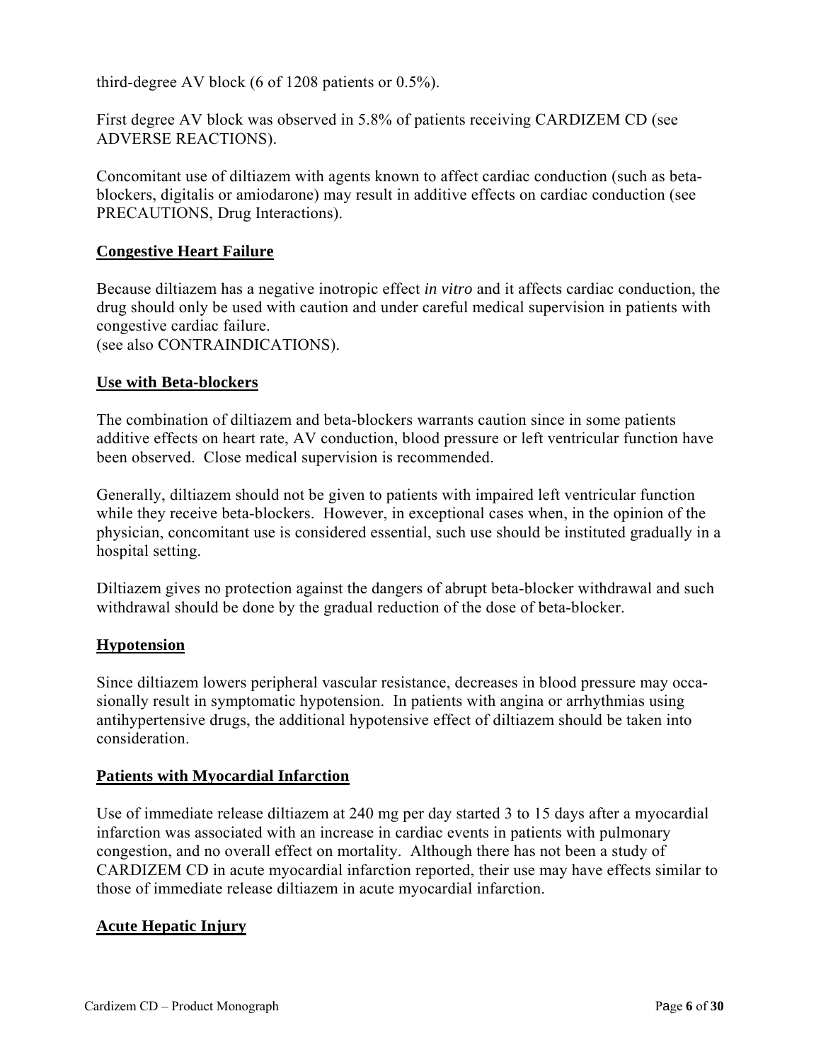third-degree AV block (6 of 1208 patients or 0.5%).

First degree AV block was observed in 5.8% of patients receiving CARDIZEM CD (see ADVERSE REACTIONS).

Concomitant use of diltiazem with agents known to affect cardiac conduction (such as beta-blockers, digitalis or amiodarone) may result in additive effects on cardiac conduction (see PRECAUTIONS, Drug Interactions).

### Congestive Heart Failure

Because diltiazem has a negative inotropic effect *in vitro* and it affects cardiac conduction, the drug should only be used with caution and under careful medical supervision in patients with congestive cardiac failure.
(see also CONTRAINDICATIONS).

### Use with Beta-blockers

The combination of diltiazem and beta-blockers warrants caution since in some patients additive effects on heart rate, AV conduction, blood pressure or left ventricular function have been observed. Close medical supervision is recommended.

Generally, diltiazem should not be given to patients with impaired left ventricular function while they receive beta-blockers. However, in exceptional cases when, in the opinion of the physician, concomitant use is considered essential, such use should be instituted gradually in a hospital setting.

Diltiazem gives no protection against the dangers of abrupt beta-blocker withdrawal and such withdrawal should be done by the gradual reduction of the dose of beta-blocker.

### Hypotension

Since diltiazem lowers peripheral vascular resistance, decreases in blood pressure may occasionally result in symptomatic hypotension. In patients with angina or arrhythmias using antihypertensive drugs, the additional hypotensive effect of diltiazem should be taken into consideration.

### Patients with Myocardial Infarction

Use of immediate release diltiazem at 240 mg per day started 3 to 15 days after a myocardial infarction was associated with an increase in cardiac events in patients with pulmonary congestion, and no overall effect on mortality. Although there has not been a study of CARDIZEM CD in acute myocardial infarction reported, their use may have effects similar to those of immediate release diltiazem in acute myocardial infarction.

### Acute Hepatic Injury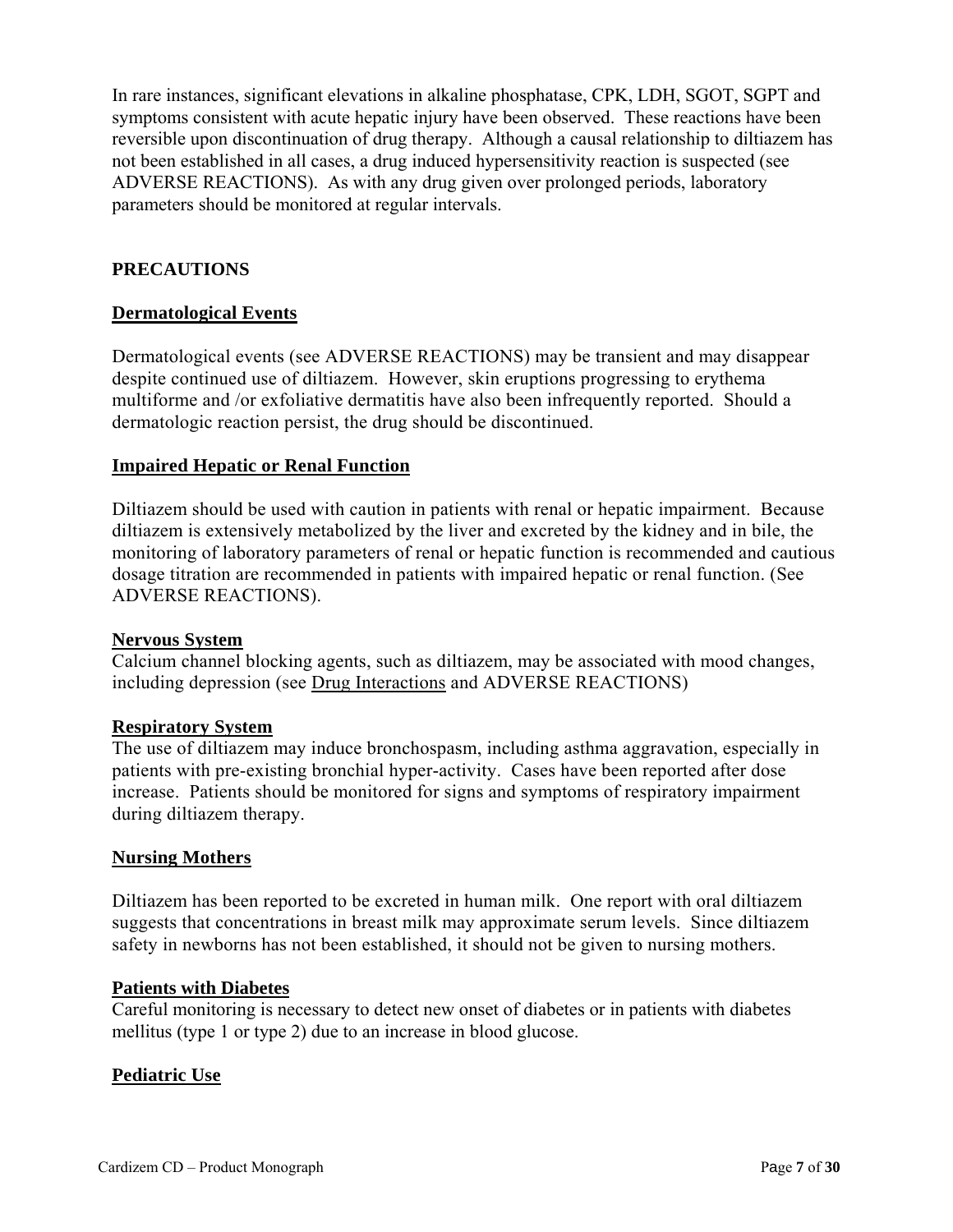In rare instances, significant elevations in alkaline phosphatase, CPK, LDH, SGOT, SGPT and symptoms consistent with acute hepatic injury have been observed. These reactions have been reversible upon discontinuation of drug therapy. Although a causal relationship to diltiazem has not been established in all cases, a drug induced hypersensitivity reaction is suspected (see ADVERSE REACTIONS). As with any drug given over prolonged periods, laboratory parameters should be monitored at regular intervals.

## PRECAUTIONS

### Dermatological Events

Dermatological events (see ADVERSE REACTIONS) may be transient and may disappear despite continued use of diltiazem. However, skin eruptions progressing to erythema multiforme and /or exfoliative dermatitis have also been infrequently reported. Should a dermatologic reaction persist, the drug should be discontinued.

### Impaired Hepatic or Renal Function

Diltiazem should be used with caution in patients with renal or hepatic impairment. Because diltiazem is extensively metabolized by the liver and excreted by the kidney and in bile, the monitoring of laboratory parameters of renal or hepatic function is recommended and cautious dosage titration are recommended in patients with impaired hepatic or renal function. (See ADVERSE REACTIONS).

### Nervous System

Calcium channel blocking agents, such as diltiazem, may be associated with mood changes, including depression (see Drug Interactions and ADVERSE REACTIONS)

### Respiratory System

The use of diltiazem may induce bronchospasm, including asthma aggravation, especially in patients with pre-existing bronchial hyper-activity. Cases have been reported after dose increase. Patients should be monitored for signs and symptoms of respiratory impairment during diltiazem therapy.

### Nursing Mothers

Diltiazem has been reported to be excreted in human milk. One report with oral diltiazem suggests that concentrations in breast milk may approximate serum levels. Since diltiazem safety in newborns has not been established, it should not be given to nursing mothers.

### Patients with Diabetes

Careful monitoring is necessary to detect new onset of diabetes or in patients with diabetes mellitus (type 1 or type 2) due to an increase in blood glucose.

### Pediatric Use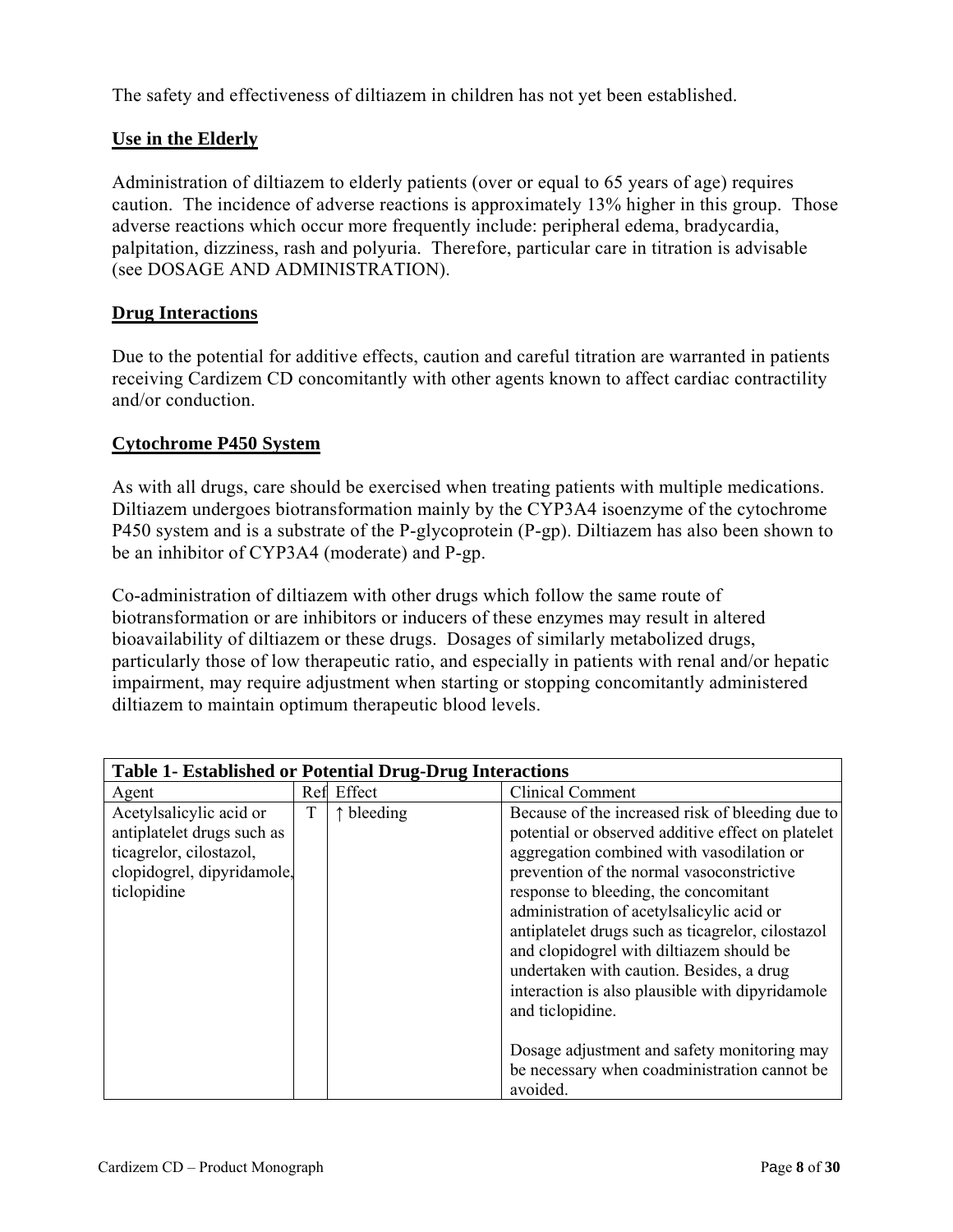The safety and effectiveness of diltiazem in children has not yet been established.

## Use in the Elderly

Administration of diltiazem to elderly patients (over or equal to 65 years of age) requires caution. The incidence of adverse reactions is approximately 13% higher in this group. Those adverse reactions which occur more frequently include: peripheral edema, bradycardia, palpitation, dizziness, rash and polyuria. Therefore, particular care in titration is advisable (see DOSAGE AND ADMINISTRATION).

## Drug Interactions

Due to the potential for additive effects, caution and careful titration are warranted in patients receiving Cardizem CD concomitantly with other agents known to affect cardiac contractility and/or conduction.

## Cytochrome P450 System

As with all drugs, care should be exercised when treating patients with multiple medications. Diltiazem undergoes biotransformation mainly by the CYP3A4 isoenzyme of the cytochrome P450 system and is a substrate of the P-glycoprotein (P-gp). Diltiazem has also been shown to be an inhibitor of CYP3A4 (moderate) and P-gp.

Co-administration of diltiazem with other drugs which follow the same route of biotransformation or are inhibitors or inducers of these enzymes may result in altered bioavailability of diltiazem or these drugs. Dosages of similarly metabolized drugs, particularly those of low therapeutic ratio, and especially in patients with renal and/or hepatic impairment, may require adjustment when starting or stopping concomitantly administered diltiazem to maintain optimum therapeutic blood levels.

**Table 1- Established or Potential Drug-Drug Interactions**

| Agent | Ref | Effect | Clinical Comment |
|---|---|---|---|
| Acetylsalicylic acid or antiplatelet drugs such as ticagrelor, cilostazol, clopidogrel, dipyridamole, ticlopidine | T | ↑ bleeding | Because of the increased risk of bleeding due to potential or observed additive effect on platelet aggregation combined with vasodilation or prevention of the normal vasoconstrictive response to bleeding, the concomitant administration of acetylsalicylic acid or antiplatelet drugs such as ticagrelor, cilostazol and clopidogrel with diltiazem should be undertaken with caution. Besides, a drug interaction is also plausible with dipyridamole and ticlopidine.<br><br>Dosage adjustment and safety monitoring may be necessary when coadministration cannot be avoided. |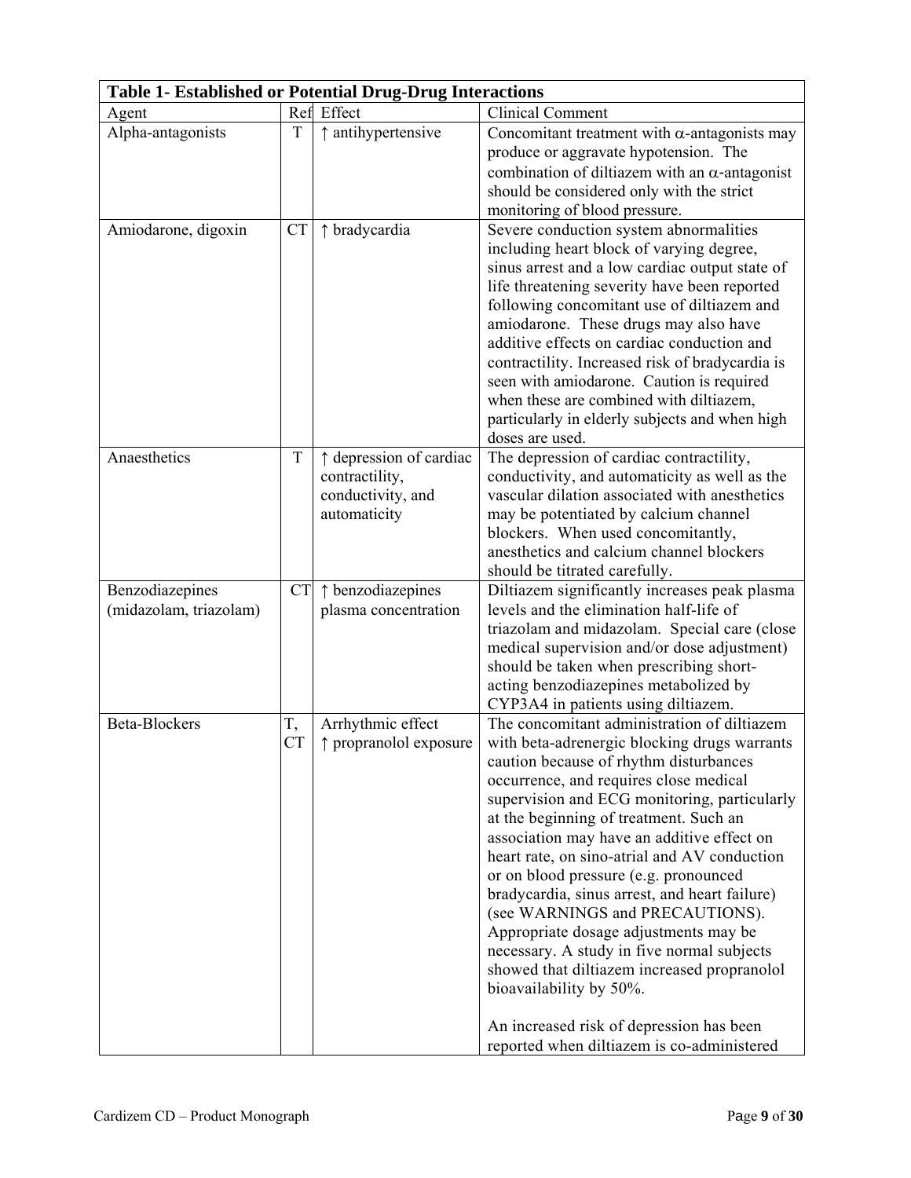| Table 1- Established or Potential Drug-Drug Interactions | | | |
|---|---|---|---|
| Agent | Ref | Effect | Clinical Comment |
| Alpha-antagonists | T | ↑ antihypertensive | Concomitant treatment with α-antagonists may produce or aggravate hypotension. The combination of diltiazem with an α-antagonist should be considered only with the strict monitoring of blood pressure. |
| Amiodarone, digoxin | CT | ↑ bradycardia | Severe conduction system abnormalities including heart block of varying degree, sinus arrest and a low cardiac output state of life threatening severity have been reported following concomitant use of diltiazem and amiodarone. These drugs may also have additive effects on cardiac conduction and contractility. Increased risk of bradycardia is seen with amiodarone. Caution is required when these are combined with diltiazem, particularly in elderly subjects and when high doses are used. |
| Anaesthetics | T | ↑ depression of cardiac contractility, conductivity, and automaticity | The depression of cardiac contractility, conductivity, and automaticity as well as the vascular dilation associated with anesthetics may be potentiated by calcium channel blockers. When used concomitantly, anesthetics and calcium channel blockers should be titrated carefully. |
| Benzodiazepines (midazolam, triazolam) | CT | ↑ benzodiazepines plasma concentration | Diltiazem significantly increases peak plasma levels and the elimination half-life of triazolam and midazolam. Special care (close medical supervision and/or dose adjustment) should be taken when prescribing short-acting benzodiazepines metabolized by CYP3A4 in patients using diltiazem. |
| Beta-Blockers | T, CT | Arrhythmic effect<br>↑ propranolol exposure | The concomitant administration of diltiazem with beta-adrenergic blocking drugs warrants caution because of rhythm disturbances occurrence, and requires close medical supervision and ECG monitoring, particularly at the beginning of treatment. Such an association may have an additive effect on heart rate, on sino-atrial and AV conduction or on blood pressure (e.g. pronounced bradycardia, sinus arrest, and heart failure) (see WARNINGS and PRECAUTIONS). Appropriate dosage adjustments may be necessary. A study in five normal subjects showed that diltiazem increased propranolol bioavailability by 50%.<br><br>An increased risk of depression has been reported when diltiazem is co-administered |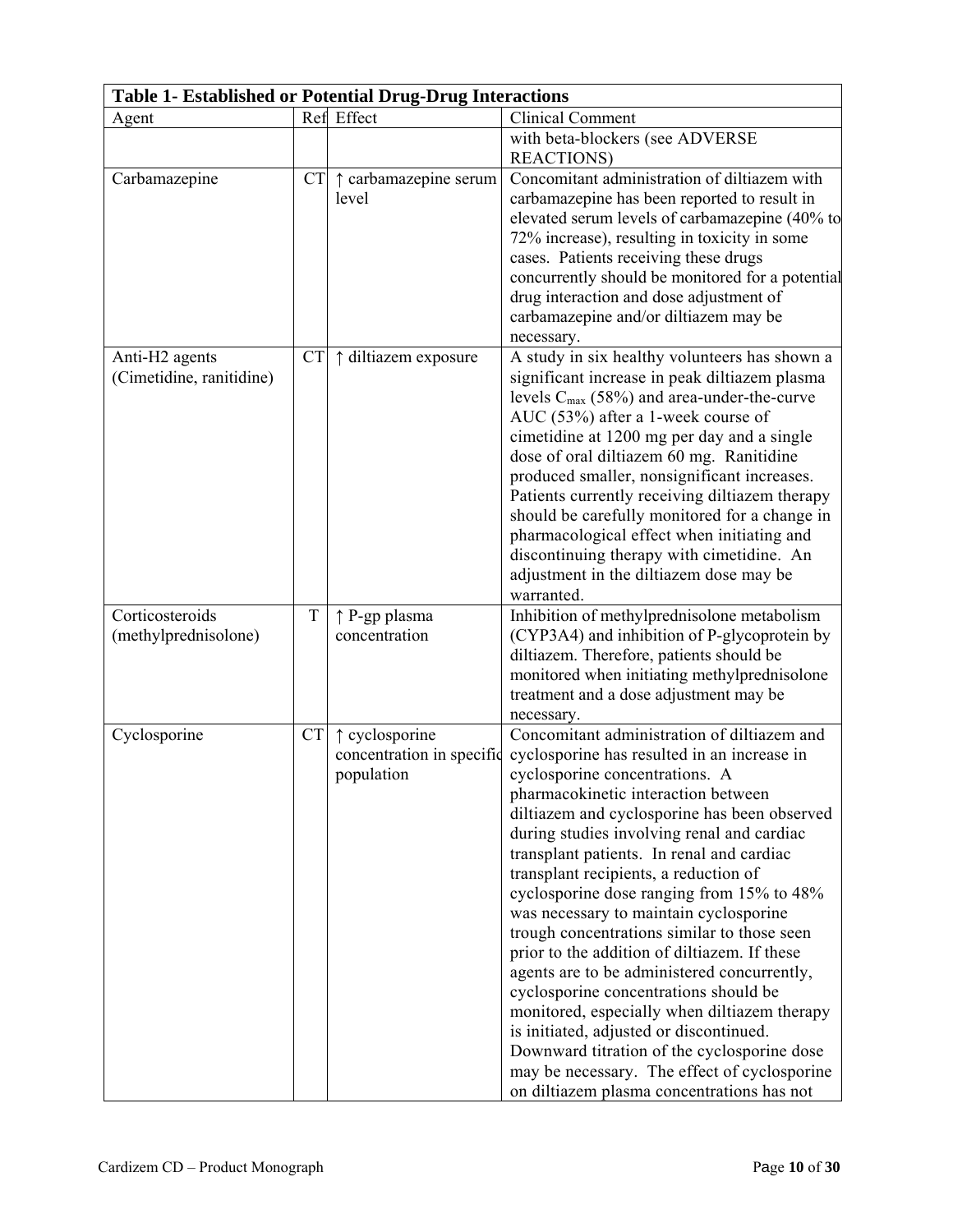| Table 1- Established or Potential Drug-Drug Interactions | | | |
|---|---|---|---|
| Agent | Ref | Effect | Clinical Comment |
| | | | with beta-blockers (see ADVERSE REACTIONS) |
| Carbamazepine | CT | ↑ carbamazepine serum level | Concomitant administration of diltiazem with carbamazepine has been reported to result in elevated serum levels of carbamazepine (40% to 72% increase), resulting in toxicity in some cases. Patients receiving these drugs concurrently should be monitored for a potential drug interaction and dose adjustment of carbamazepine and/or diltiazem may be necessary. |
| Anti-H2 agents (Cimetidine, ranitidine) | CT | ↑ diltiazem exposure | A study in six healthy volunteers has shown a significant increase in peak diltiazem plasma levels $C_{max}$ (58%) and area-under-the-curve AUC (53%) after a 1-week course of cimetidine at 1200 mg per day and a single dose of oral diltiazem 60 mg. Ranitidine produced smaller, nonsignificant increases. Patients currently receiving diltiazem therapy should be carefully monitored for a change in pharmacological effect when initiating and discontinuing therapy with cimetidine. An adjustment in the diltiazem dose may be warranted. |
| Corticosteroids (methylprednisolone) | T | ↑ P-gp plasma concentration | Inhibition of methylprednisolone metabolism (CYP3A4) and inhibition of P-glycoprotein by diltiazem. Therefore, patients should be monitored when initiating methylprednisolone treatment and a dose adjustment may be necessary. |
| Cyclosporine | CT | ↑ cyclosporine concentration in specific population | Concomitant administration of diltiazem and cyclosporine has resulted in an increase in cyclosporine concentrations. A pharmacokinetic interaction between diltiazem and cyclosporine has been observed during studies involving renal and cardiac transplant patients. In renal and cardiac transplant recipients, a reduction of cyclosporine dose ranging from 15% to 48% was necessary to maintain cyclosporine trough concentrations similar to those seen prior to the addition of diltiazem. If these agents are to be administered concurrently, cyclosporine concentrations should be monitored, especially when diltiazem therapy is initiated, adjusted or discontinued. Downward titration of the cyclosporine dose may be necessary. The effect of cyclosporine on diltiazem plasma concentrations has not |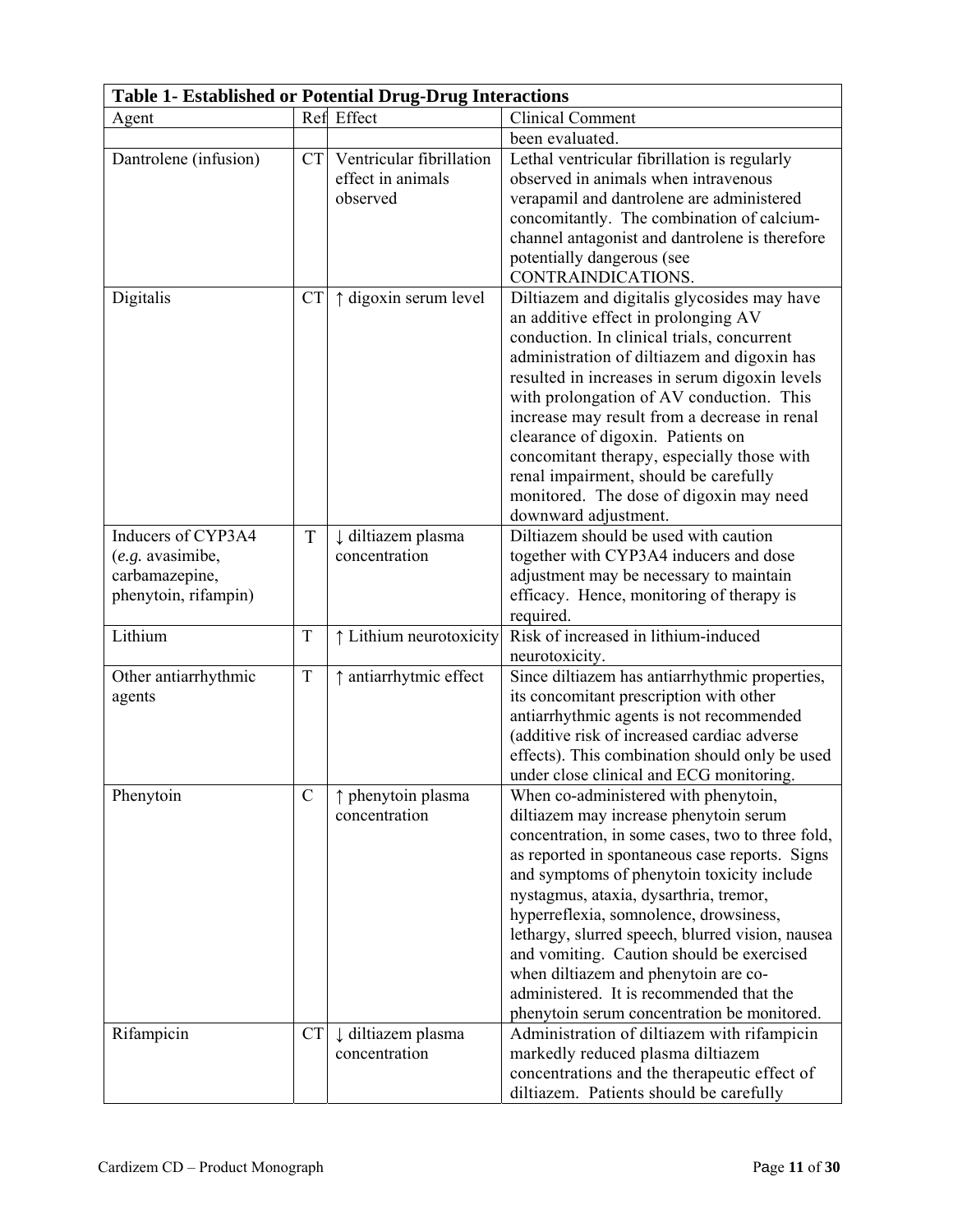| Table 1- Established or Potential Drug-Drug Interactions | | | |
|---|---|---|---|
| Agent | Ref | Effect | Clinical Comment |
| | | | been evaluated. |
| Dantrolene (infusion) | CT | Ventricular fibrillation effect in animals observed | Lethal ventricular fibrillation is regularly observed in animals when intravenous verapamil and dantrolene are administered concomitantly. The combination of calcium-channel antagonist and dantrolene is therefore potentially dangerous (see CONTRAINDICATIONS. |
| Digitalis | CT | ↑ digoxin serum level | Diltiazem and digitalis glycosides may have an additive effect in prolonging AV conduction. In clinical trials, concurrent administration of diltiazem and digoxin has resulted in increases in serum digoxin levels with prolongation of AV conduction. This increase may result from a decrease in renal clearance of digoxin. Patients on concomitant therapy, especially those with renal impairment, should be carefully monitored. The dose of digoxin may need downward adjustment. |
| Inducers of CYP3A4 (*e.g.* avasimibe, carbamazepine, phenytoin, rifampin) | T | ↓ diltiazem plasma concentration | Diltiazem should be used with caution together with CYP3A4 inducers and dose adjustment may be necessary to maintain efficacy. Hence, monitoring of therapy is required. |
| Lithium | T | ↑ Lithium neurotoxicity | Risk of increased in lithium-induced neurotoxicity. |
| Other antiarrhythmic agents | T | ↑ antiarrhytmic effect | Since diltiazem has antiarrhythmic properties, its concomitant prescription with other antiarrhythmic agents is not recommended (additive risk of increased cardiac adverse effects). This combination should only be used under close clinical and ECG monitoring. |
| Phenytoin | C | ↑ phenytoin plasma concentration | When co-administered with phenytoin, diltiazem may increase phenytoin serum concentration, in some cases, two to three fold, as reported in spontaneous case reports. Signs and symptoms of phenytoin toxicity include nystagmus, ataxia, dysarthria, tremor, hyperreflexia, somnolence, drowsiness, lethargy, slurred speech, blurred vision, nausea and vomiting. Caution should be exercised when diltiazem and phenytoin are co-administered. It is recommended that the phenytoin serum concentration be monitored. |
| Rifampicin | CT | ↓ diltiazem plasma concentration | Administration of diltiazem with rifampicin markedly reduced plasma diltiazem concentrations and the therapeutic effect of diltiazem. Patients should be carefully |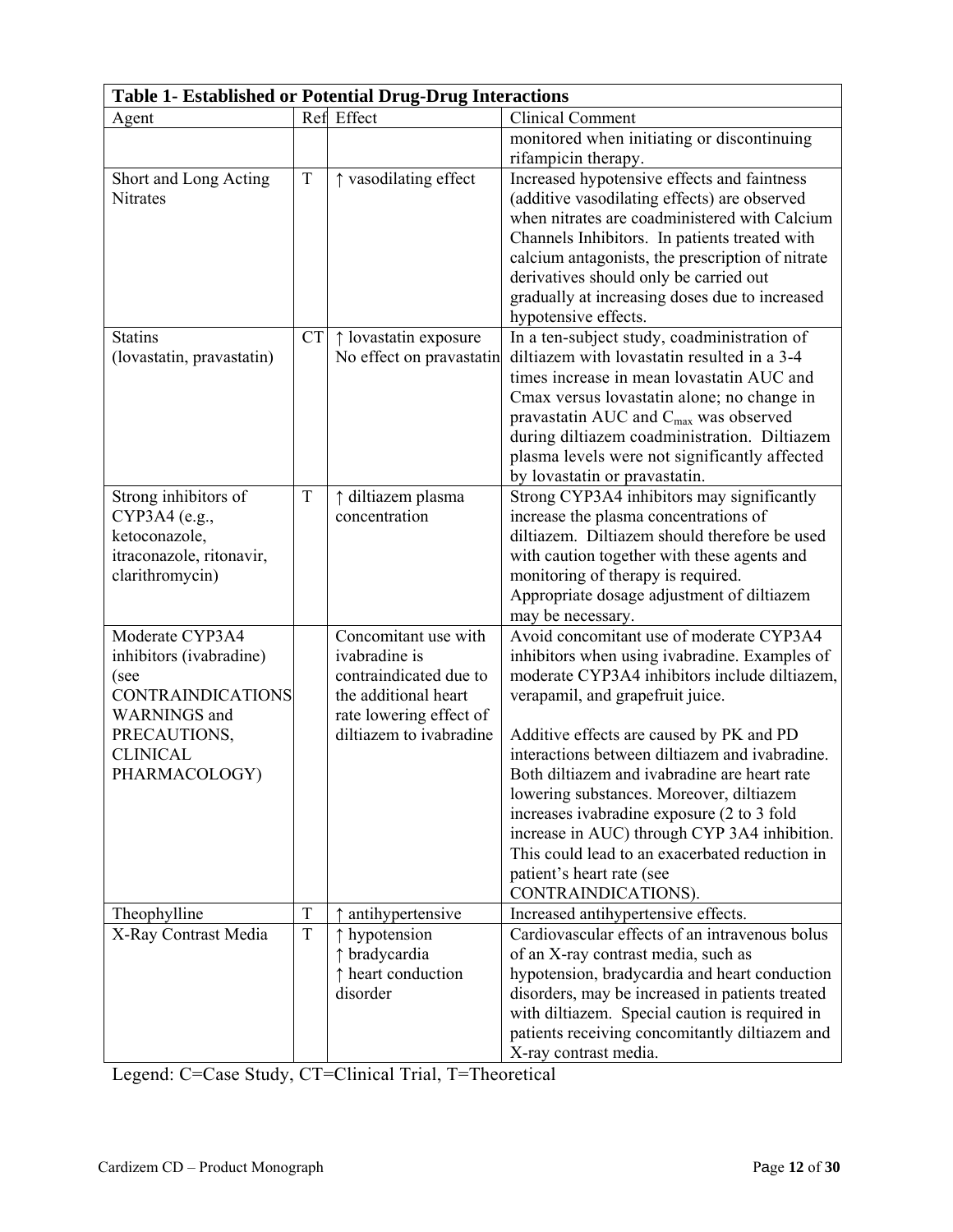**Table 1- Established or Potential Drug-Drug Interactions**

| Agent | Ref | Effect | Clinical Comment |
|---|---|---|---|
| | | | monitored when initiating or discontinuing rifampicin therapy. |
| Short and Long Acting Nitrates | T | ↑ vasodilating effect | Increased hypotensive effects and faintness (additive vasodilating effects) are observed when nitrates are coadministered with Calcium Channels Inhibitors. In patients treated with calcium antagonists, the prescription of nitrate derivatives should only be carried out gradually at increasing doses due to increased hypotensive effects. |
| Statins (lovastatin, pravastatin) | CT | ↑ lovastatin exposure No effect on pravastatin | In a ten-subject study, coadministration of diltiazem with lovastatin resulted in a 3-4 times increase in mean lovastatin AUC and Cmax versus lovastatin alone; no change in pravastatin AUC and $C_{max}$ was observed during diltiazem coadministration. Diltiazem plasma levels were not significantly affected by lovastatin or pravastatin. |
| Strong inhibitors of CYP3A4 (e.g., ketoconazole, itraconazole, ritonavir, clarithromycin) | T | ↑ diltiazem plasma concentration | Strong CYP3A4 inhibitors may significantly increase the plasma concentrations of diltiazem. Diltiazem should therefore be used with caution together with these agents and monitoring of therapy is required. Appropriate dosage adjustment of diltiazem may be necessary. |
| Moderate CYP3A4 inhibitors (ivabradine) (see CONTRAINDICATIONS WARNINGS and PRECAUTIONS, CLINICAL PHARMACOLOGY) | | Concomitant use with ivabradine is contraindicated due to the additional heart rate lowering effect of diltiazem to ivabradine | Avoid concomitant use of moderate CYP3A4 inhibitors when using ivabradine. Examples of moderate CYP3A4 inhibitors include diltiazem, verapamil, and grapefruit juice.<br><br>Additive effects are caused by PK and PD interactions between diltiazem and ivabradine. Both diltiazem and ivabradine are heart rate lowering substances. Moreover, diltiazem increases ivabradine exposure (2 to 3 fold increase in AUC) through CYP 3A4 inhibition. This could lead to an exacerbated reduction in patient's heart rate (see CONTRAINDICATIONS). |
| Theophylline | T | ↑ antihypertensive | Increased antihypertensive effects. |
| X-Ray Contrast Media | T | ↑ hypotension<br>↑ bradycardia<br>↑ heart conduction disorder | Cardiovascular effects of an intravenous bolus of an X-ray contrast media, such as hypotension, bradycardia and heart conduction disorders, may be increased in patients treated with diltiazem. Special caution is required in patients receiving concomitantly diltiazem and X-ray contrast media. |

Legend: C=Case Study, CT=Clinical Trial, T=Theoretical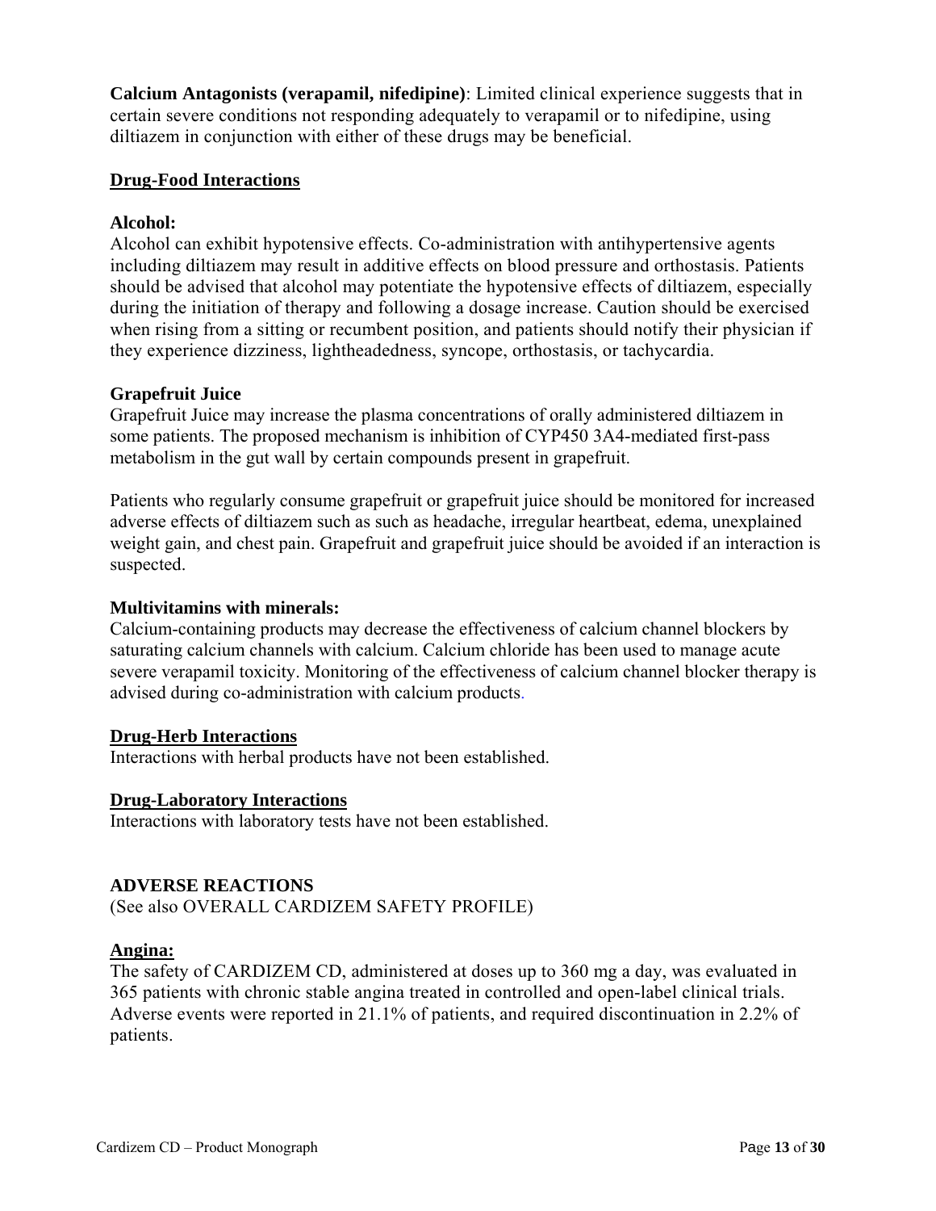**Calcium Antagonists (verapamil, nifedipine)**: Limited clinical experience suggests that in certain severe conditions not responding adequately to verapamil or to nifedipine, using diltiazem in conjunction with either of these drugs may be beneficial.

## Drug-Food Interactions

**Alcohol:**
Alcohol can exhibit hypotensive effects. Co-administration with antihypertensive agents including diltiazem may result in additive effects on blood pressure and orthostasis. Patients should be advised that alcohol may potentiate the hypotensive effects of diltiazem, especially during the initiation of therapy and following a dosage increase. Caution should be exercised when rising from a sitting or recumbent position, and patients should notify their physician if they experience dizziness, lightheadedness, syncope, orthostasis, or tachycardia.

**Grapefruit Juice**
Grapefruit Juice may increase the plasma concentrations of orally administered diltiazem in some patients. The proposed mechanism is inhibition of CYP450 3A4-mediated first-pass metabolism in the gut wall by certain compounds present in grapefruit.

Patients who regularly consume grapefruit or grapefruit juice should be monitored for increased adverse effects of diltiazem such as such as headache, irregular heartbeat, edema, unexplained weight gain, and chest pain. Grapefruit and grapefruit juice should be avoided if an interaction is suspected.

**Multivitamins with minerals:**
Calcium-containing products may decrease the effectiveness of calcium channel blockers by saturating calcium channels with calcium. Calcium chloride has been used to manage acute severe verapamil toxicity. Monitoring of the effectiveness of calcium channel blocker therapy is advised during co-administration with calcium products.

## Drug-Herb Interactions

Interactions with herbal products have not been established.

## Drug-Laboratory Interactions

Interactions with laboratory tests have not been established.

# ADVERSE REACTIONS

(See also OVERALL CARDIZEM SAFETY PROFILE)

## Angina:

The safety of CARDIZEM CD, administered at doses up to 360 mg a day, was evaluated in 365 patients with chronic stable angina treated in controlled and open-label clinical trials. Adverse events were reported in 21.1% of patients, and required discontinuation in 2.2% of patients.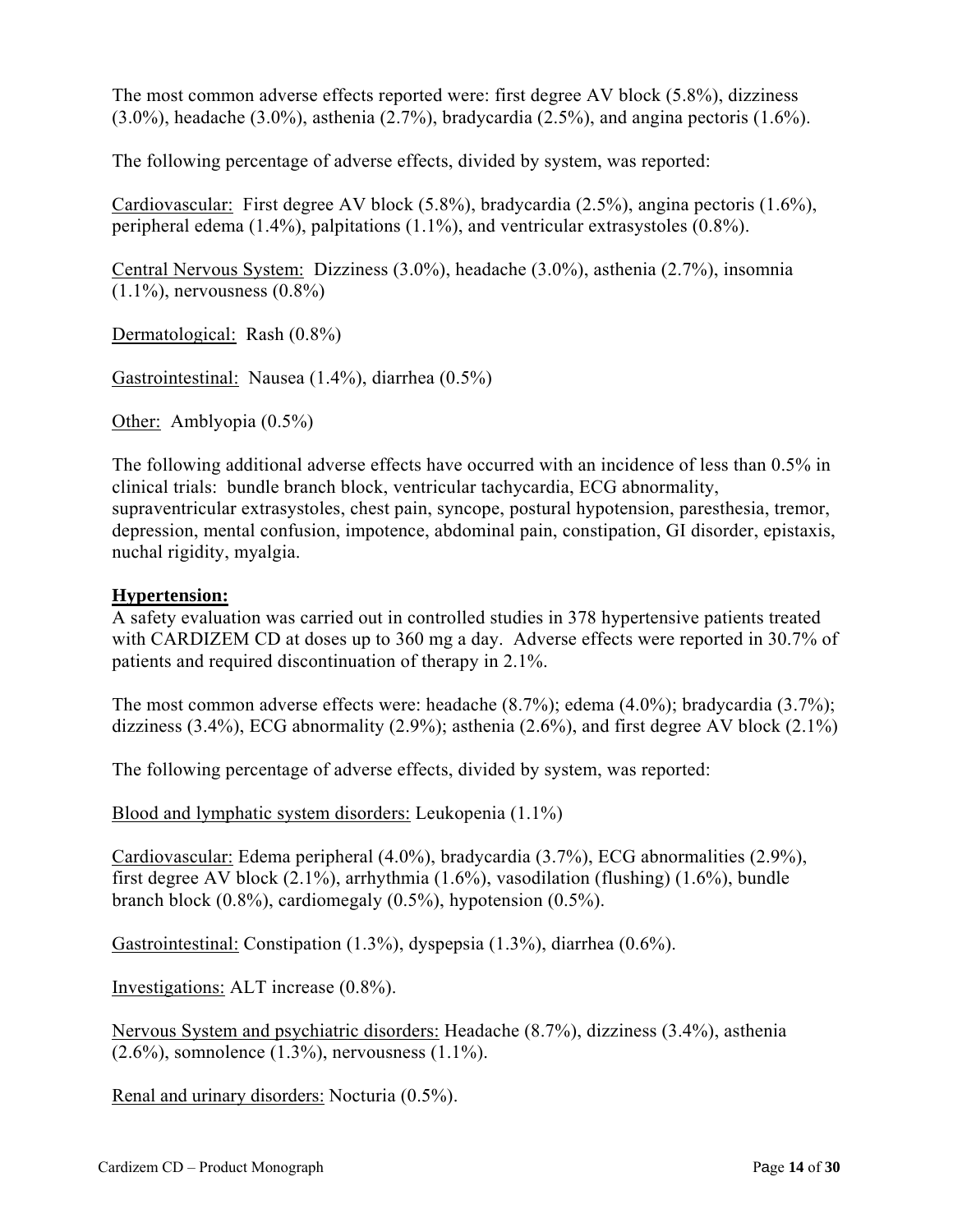The most common adverse effects reported were: first degree AV block (5.8%), dizziness (3.0%), headache (3.0%), asthenia (2.7%), bradycardia (2.5%), and angina pectoris (1.6%).

The following percentage of adverse effects, divided by system, was reported:

Cardiovascular: First degree AV block (5.8%), bradycardia (2.5%), angina pectoris (1.6%), peripheral edema (1.4%), palpitations (1.1%), and ventricular extrasystoles (0.8%).

Central Nervous System: Dizziness (3.0%), headache (3.0%), asthenia (2.7%), insomnia (1.1%), nervousness (0.8%)

Dermatological: Rash (0.8%)

Gastrointestinal: Nausea (1.4%), diarrhea (0.5%)

Other: Amblyopia (0.5%)

The following additional adverse effects have occurred with an incidence of less than 0.5% in clinical trials: bundle branch block, ventricular tachycardia, ECG abnormality, supraventricular extrasystoles, chest pain, syncope, postural hypotension, paresthesia, tremor, depression, mental confusion, impotence, abdominal pain, constipation, GI disorder, epistaxis, nuchal rigidity, myalgia.

**Hypertension:**

A safety evaluation was carried out in controlled studies in 378 hypertensive patients treated with CARDIZEM CD at doses up to 360 mg a day. Adverse effects were reported in 30.7% of patients and required discontinuation of therapy in 2.1%.

The most common adverse effects were: headache (8.7%); edema (4.0%); bradycardia (3.7%); dizziness (3.4%), ECG abnormality (2.9%); asthenia (2.6%), and first degree AV block (2.1%)

The following percentage of adverse effects, divided by system, was reported:

Blood and lymphatic system disorders: Leukopenia (1.1%)

Cardiovascular: Edema peripheral (4.0%), bradycardia (3.7%), ECG abnormalities (2.9%), first degree AV block (2.1%), arrhythmia (1.6%), vasodilation (flushing) (1.6%), bundle branch block (0.8%), cardiomegaly (0.5%), hypotension (0.5%).

Gastrointestinal: Constipation (1.3%), dyspepsia (1.3%), diarrhea (0.6%).

Investigations: ALT increase (0.8%).

Nervous System and psychiatric disorders: Headache (8.7%), dizziness (3.4%), asthenia (2.6%), somnolence (1.3%), nervousness (1.1%).

Renal and urinary disorders: Nocturia (0.5%).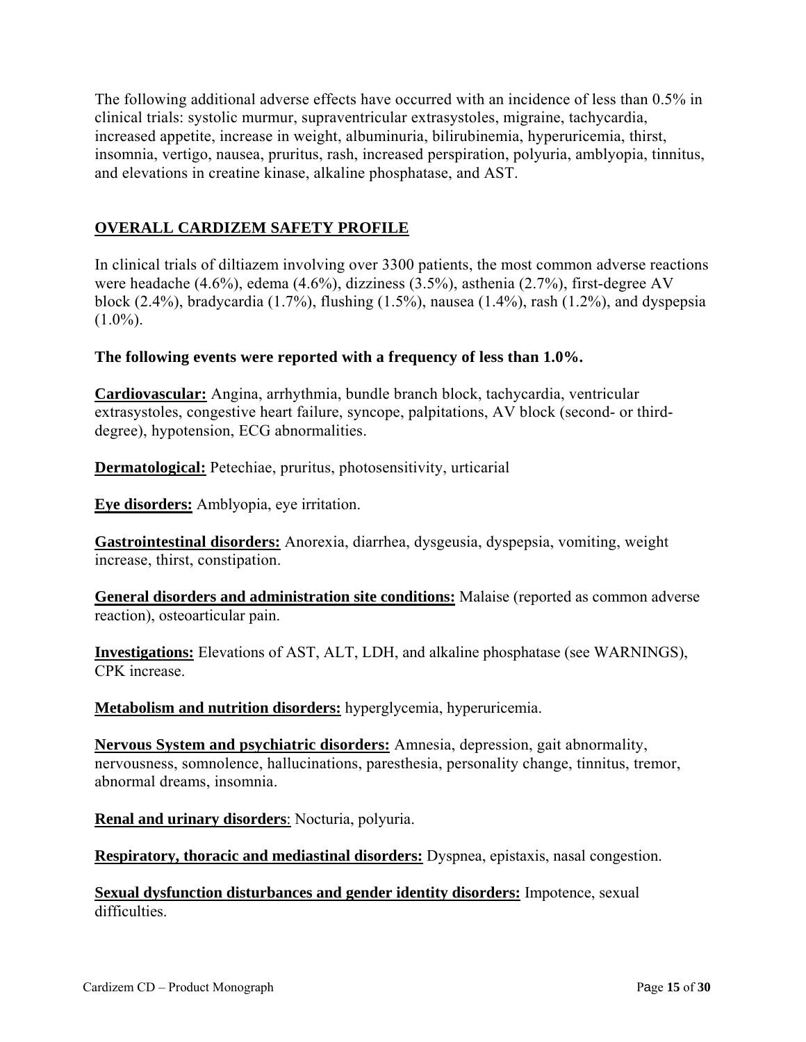The following additional adverse effects have occurred with an incidence of less than 0.5% in clinical trials: systolic murmur, supraventricular extrasystoles, migraine, tachycardia, increased appetite, increase in weight, albuminuria, bilirubinemia, hyperuricemia, thirst, insomnia, vertigo, nausea, pruritus, rash, increased perspiration, polyuria, amblyopia, tinnitus, and elevations in creatine kinase, alkaline phosphatase, and AST.

## OVERALL CARDIZEM SAFETY PROFILE

In clinical trials of diltiazem involving over 3300 patients, the most common adverse reactions were headache (4.6%), edema (4.6%), dizziness (3.5%), asthenia (2.7%), first-degree AV block (2.4%), bradycardia (1.7%), flushing (1.5%), nausea (1.4%), rash (1.2%), and dyspepsia (1.0%).

**The following events were reported with a frequency of less than 1.0%.**

**Cardiovascular:** Angina, arrhythmia, bundle branch block, tachycardia, ventricular extrasystoles, congestive heart failure, syncope, palpitations, AV block (second- or third-degree), hypotension, ECG abnormalities.

**Dermatological:** Petechiae, pruritus, photosensitivity, urticarial

**Eye disorders:** Amblyopia, eye irritation.

**Gastrointestinal disorders:** Anorexia, diarrhea, dysgeusia, dyspepsia, vomiting, weight increase, thirst, constipation.

**General disorders and administration site conditions:** Malaise (reported as common adverse reaction), osteoarticular pain.

**Investigations:** Elevations of AST, ALT, LDH, and alkaline phosphatase (see WARNINGS), CPK increase.

**Metabolism and nutrition disorders:** hyperglycemia, hyperuricemia.

**Nervous System and psychiatric disorders:** Amnesia, depression, gait abnormality, nervousness, somnolence, hallucinations, paresthesia, personality change, tinnitus, tremor, abnormal dreams, insomnia.

**Renal and urinary disorders**: Nocturia, polyuria.

**Respiratory, thoracic and mediastinal disorders:** Dyspnea, epistaxis, nasal congestion.

**Sexual dysfunction disturbances and gender identity disorders:** Impotence, sexual difficulties.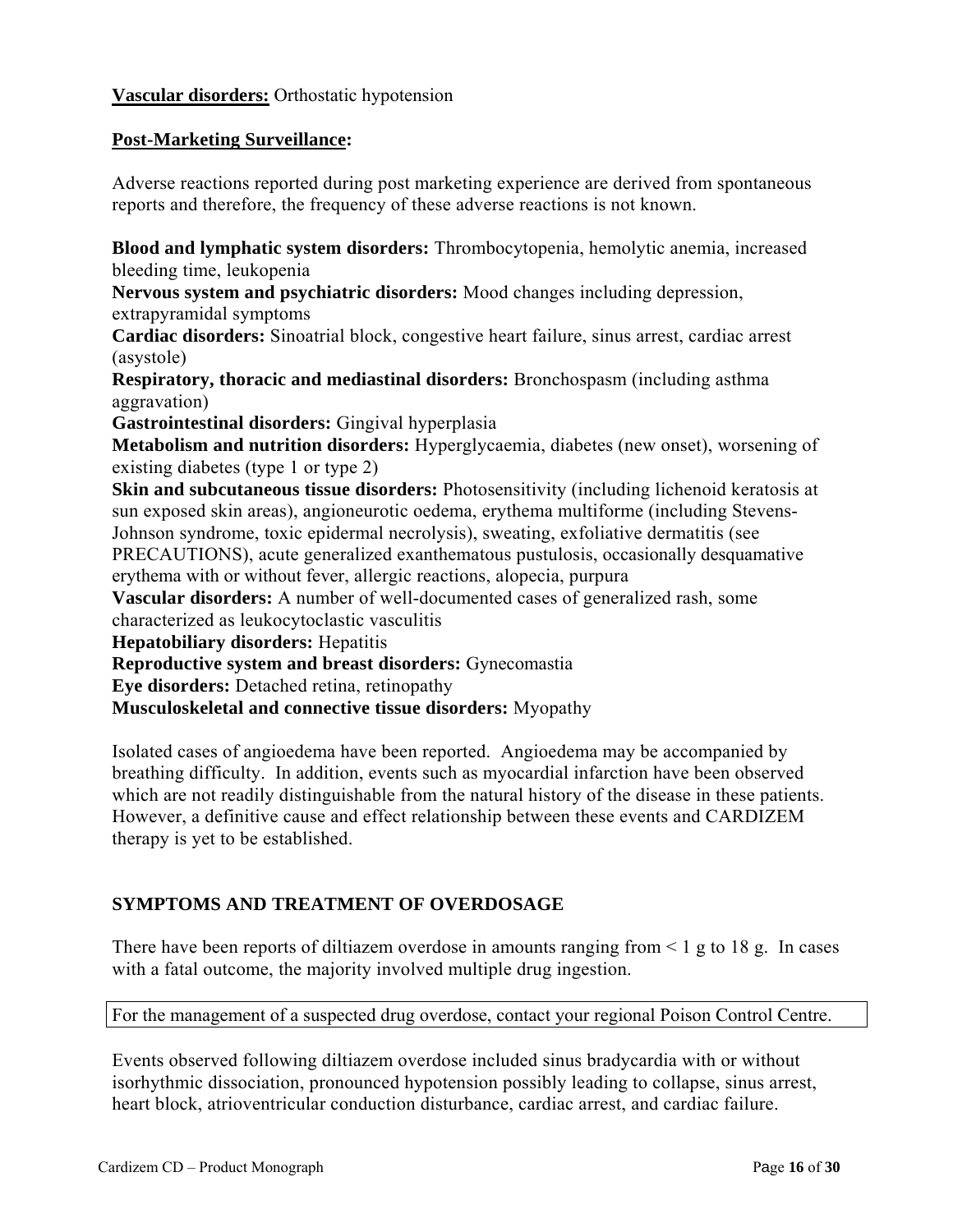**Vascular disorders:** Orthostatic hypotension

**Post-Marketing Surveillance:**

Adverse reactions reported during post marketing experience are derived from spontaneous reports and therefore, the frequency of these adverse reactions is not known.

**Blood and lymphatic system disorders:** Thrombocytopenia, hemolytic anemia, increased bleeding time, leukopenia
**Nervous system and psychiatric disorders:** Mood changes including depression, extrapyramidal symptoms
**Cardiac disorders:** Sinoatrial block, congestive heart failure, sinus arrest, cardiac arrest (asystole)
**Respiratory, thoracic and mediastinal disorders:** Bronchospasm (including asthma aggravation)
**Gastrointestinal disorders:** Gingival hyperplasia
**Metabolism and nutrition disorders:** Hyperglycaemia, diabetes (new onset), worsening of existing diabetes (type 1 or type 2)
**Skin and subcutaneous tissue disorders:** Photosensitivity (including lichenoid keratosis at sun exposed skin areas), angioneurotic oedema, erythema multiforme (including Stevens-Johnson syndrome, toxic epidermal necrolysis), sweating, exfoliative dermatitis (see PRECAUTIONS), acute generalized exanthematous pustulosis, occasionally desquamative erythema with or without fever, allergic reactions, alopecia, purpura
**Vascular disorders:** A number of well-documented cases of generalized rash, some characterized as leukocytoclastic vasculitis
**Hepatobiliary disorders:** Hepatitis
**Reproductive system and breast disorders:** Gynecomastia
**Eye disorders:** Detached retina, retinopathy
**Musculoskeletal and connective tissue disorders:** Myopathy

Isolated cases of angioedema have been reported. Angioedema may be accompanied by breathing difficulty. In addition, events such as myocardial infarction have been observed which are not readily distinguishable from the natural history of the disease in these patients. However, a definitive cause and effect relationship between these events and CARDIZEM therapy is yet to be established.

## SYMPTOMS AND TREATMENT OF OVERDOSAGE

There have been reports of diltiazem overdose in amounts ranging from < 1 g to 18 g. In cases with a fatal outcome, the majority involved multiple drug ingestion.

| For the management of a suspected drug overdose, contact your regional Poison Control Centre. |
|---|

Events observed following diltiazem overdose included sinus bradycardia with or without isorhythmic dissociation, pronounced hypotension possibly leading to collapse, sinus arrest, heart block, atrioventricular conduction disturbance, cardiac arrest, and cardiac failure.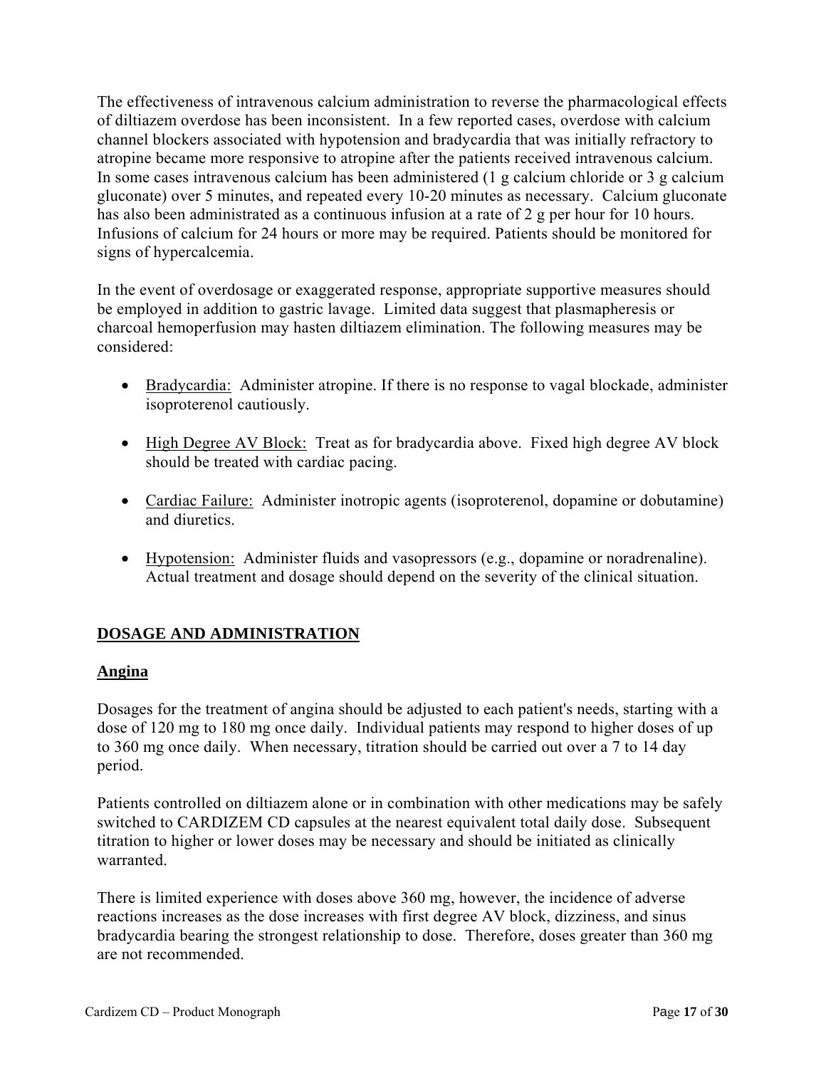The effectiveness of intravenous calcium administration to reverse the pharmacological effects of diltiazem overdose has been inconsistent. In a few reported cases, overdose with calcium channel blockers associated with hypotension and bradycardia that was initially refractory to atropine became more responsive to atropine after the patients received intravenous calcium. In some cases intravenous calcium has been administered (1 g calcium chloride or 3 g calcium gluconate) over 5 minutes, and repeated every 10-20 minutes as necessary. Calcium gluconate has also been administrated as a continuous infusion at a rate of 2 g per hour for 10 hours. Infusions of calcium for 24 hours or more may be required. Patients should be monitored for signs of hypercalcemia.

In the event of overdosage or exaggerated response, appropriate supportive measures should be employed in addition to gastric lavage. Limited data suggest that plasmapheresis or charcoal hemoperfusion may hasten diltiazem elimination. The following measures may be considered:

- <u>Bradycardia:</u> Administer atropine. If there is no response to vagal blockade, administer isoproterenol cautiously.
- <u>High Degree AV Block:</u> Treat as for bradycardia above. Fixed high degree AV block should be treated with cardiac pacing.
- <u>Cardiac Failure:</u> Administer inotropic agents (isoproterenol, dopamine or dobutamine) and diuretics.
- <u>Hypotension:</u> Administer fluids and vasopressors (e.g., dopamine or noradrenaline). Actual treatment and dosage should depend on the severity of the clinical situation.

## DOSAGE AND ADMINISTRATION

### Angina

Dosages for the treatment of angina should be adjusted to each patient's needs, starting with a dose of 120 mg to 180 mg once daily. Individual patients may respond to higher doses of up to 360 mg once daily. When necessary, titration should be carried out over a 7 to 14 day period.

Patients controlled on diltiazem alone or in combination with other medications may be safely switched to CARDIZEM CD capsules at the nearest equivalent total daily dose. Subsequent titration to higher or lower doses may be necessary and should be initiated as clinically warranted.

There is limited experience with doses above 360 mg, however, the incidence of adverse reactions increases as the dose increases with first degree AV block, dizziness, and sinus bradycardia bearing the strongest relationship to dose. Therefore, doses greater than 360 mg are not recommended.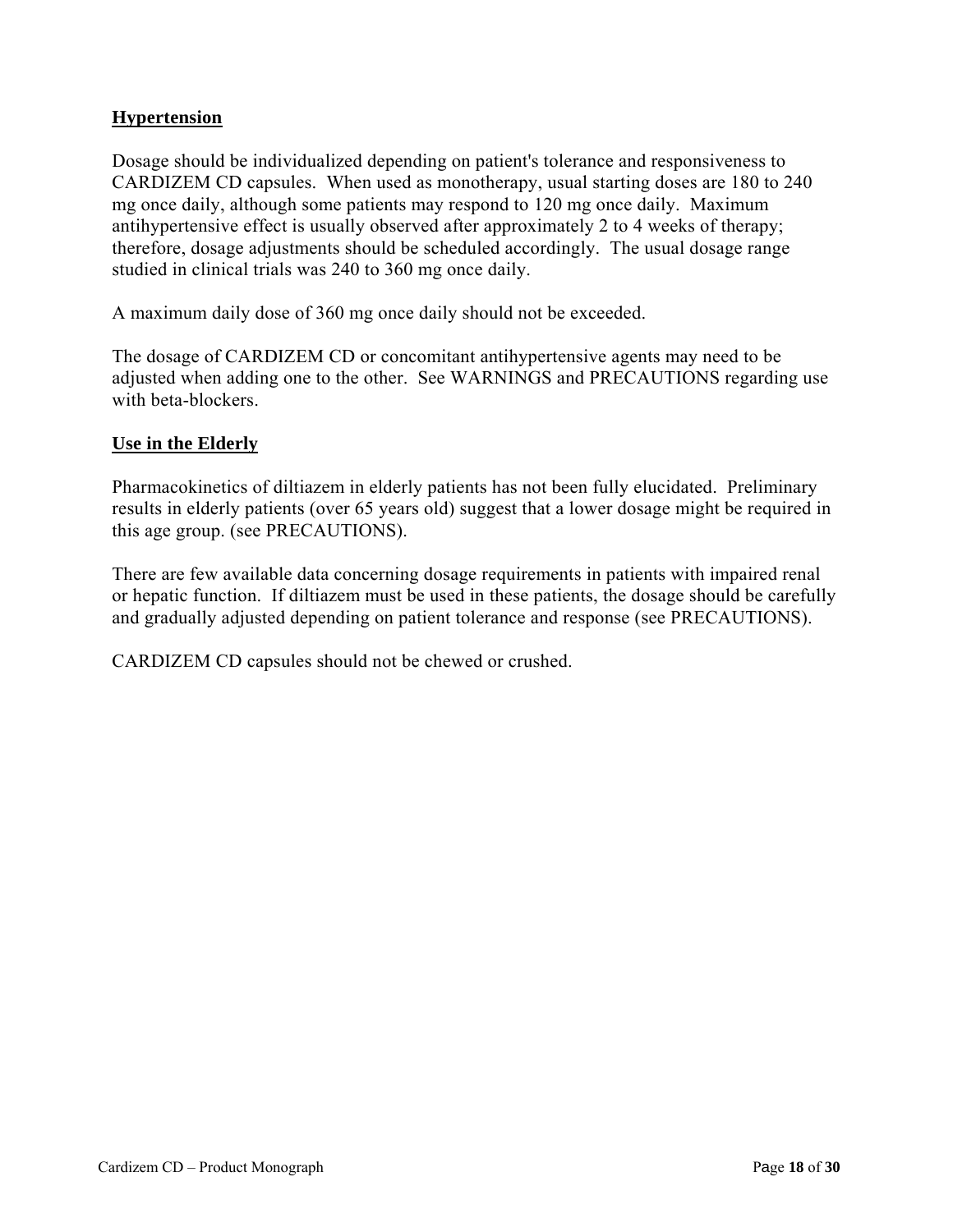## **Hypertension**

Dosage should be individualized depending on patient's tolerance and responsiveness to CARDIZEM CD capsules. When used as monotherapy, usual starting doses are 180 to 240 mg once daily, although some patients may respond to 120 mg once daily. Maximum antihypertensive effect is usually observed after approximately 2 to 4 weeks of therapy; therefore, dosage adjustments should be scheduled accordingly. The usual dosage range studied in clinical trials was 240 to 360 mg once daily.

A maximum daily dose of 360 mg once daily should not be exceeded.

The dosage of CARDIZEM CD or concomitant antihypertensive agents may need to be adjusted when adding one to the other. See WARNINGS and PRECAUTIONS regarding use with beta-blockers.

## **Use in the Elderly**

Pharmacokinetics of diltiazem in elderly patients has not been fully elucidated. Preliminary results in elderly patients (over 65 years old) suggest that a lower dosage might be required in this age group. (see PRECAUTIONS).

There are few available data concerning dosage requirements in patients with impaired renal or hepatic function. If diltiazem must be used in these patients, the dosage should be carefully and gradually adjusted depending on patient tolerance and response (see PRECAUTIONS).

CARDIZEM CD capsules should not be chewed or crushed.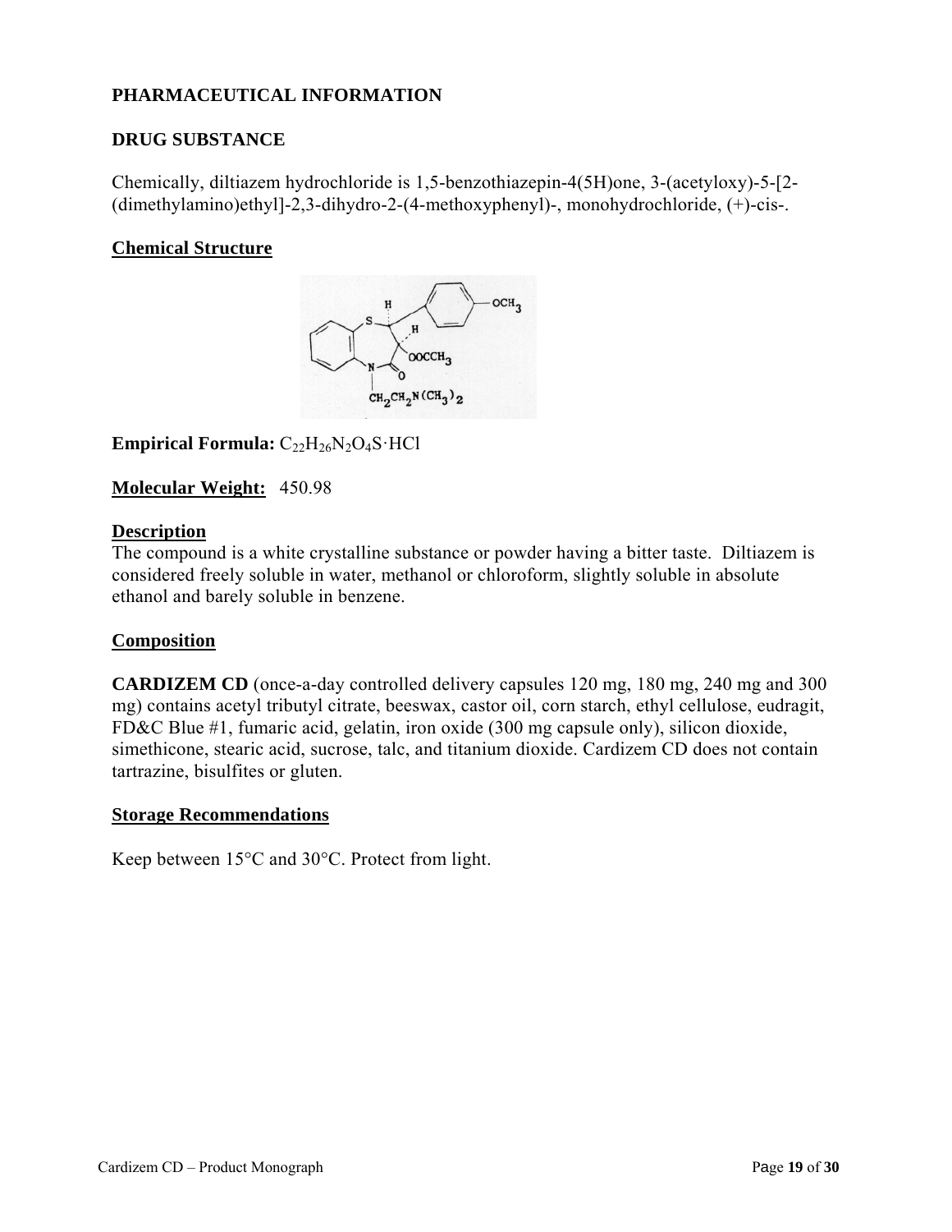**PHARMACEUTICAL INFORMATION**

**DRUG SUBSTANCE**

Chemically, diltiazem hydrochloride is 1,5-benzothiazepin-4(5H)one, 3-(acetyloxy)-5-[2-(dimethylamino)ethyl]-2,3-dihydro-2-(4-methoxyphenyl)-, monohydrochloride, (+)-cis-.

**Chemical Structure**

**Empirical Formula:** $C_{22}H_{26}N_2O_4S \cdot HCl$

**Molecular Weight:** 450.98

**Description**

The compound is a white crystalline substance or powder having a bitter taste. Diltiazem is considered freely soluble in water, methanol or chloroform, slightly soluble in absolute ethanol and barely soluble in benzene.

**Composition**

**CARDIZEM CD** (once-a-day controlled delivery capsules 120 mg, 180 mg, 240 mg and 300 mg) contains acetyl tributyl citrate, beeswax, castor oil, corn starch, ethyl cellulose, eudragit, FD&C Blue #1, fumaric acid, gelatin, iron oxide (300 mg capsule only), silicon dioxide, simethicone, stearic acid, sucrose, talc, and titanium dioxide. Cardizem CD does not contain tartrazine, bisulfites or gluten.

**Storage Recommendations**

Keep between 15°C and 30°C. Protect from light.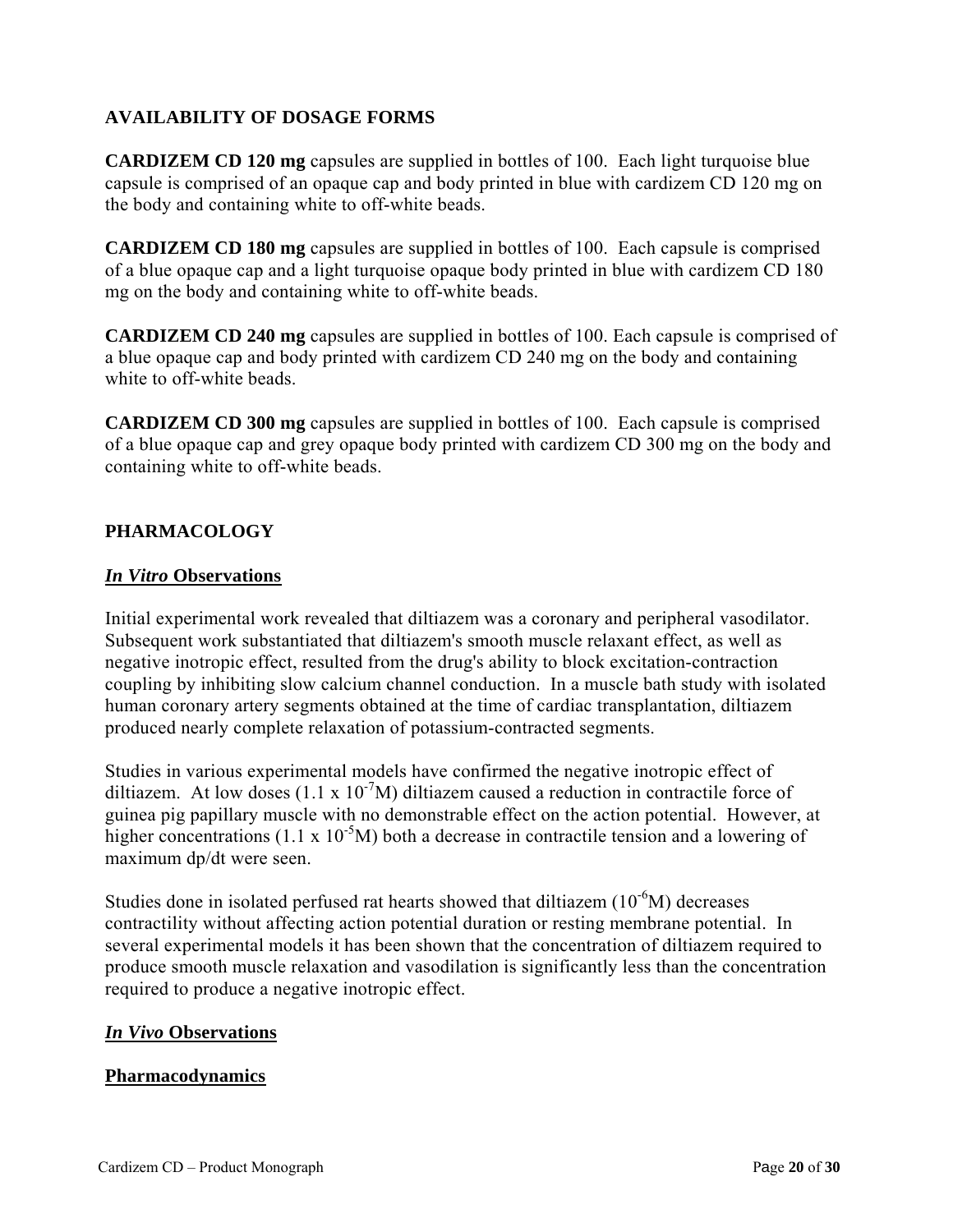## AVAILABILITY OF DOSAGE FORMS

**CARDIZEM CD 120 mg** capsules are supplied in bottles of 100. Each light turquoise blue capsule is comprised of an opaque cap and body printed in blue with cardizem CD 120 mg on the body and containing white to off-white beads.

**CARDIZEM CD 180 mg** capsules are supplied in bottles of 100. Each capsule is comprised of a blue opaque cap and a light turquoise opaque body printed in blue with cardizem CD 180 mg on the body and containing white to off-white beads.

**CARDIZEM CD 240 mg** capsules are supplied in bottles of 100. Each capsule is comprised of a blue opaque cap and body printed with cardizem CD 240 mg on the body and containing white to off-white beads.

**CARDIZEM CD 300 mg** capsules are supplied in bottles of 100. Each capsule is comprised of a blue opaque cap and grey opaque body printed with cardizem CD 300 mg on the body and containing white to off-white beads.

## PHARMACOLOGY

### *In Vitro* Observations

Initial experimental work revealed that diltiazem was a coronary and peripheral vasodilator. Subsequent work substantiated that diltiazem's smooth muscle relaxant effect, as well as negative inotropic effect, resulted from the drug's ability to block excitation-contraction coupling by inhibiting slow calcium channel conduction. In a muscle bath study with isolated human coronary artery segments obtained at the time of cardiac transplantation, diltiazem produced nearly complete relaxation of potassium-contracted segments.

Studies in various experimental models have confirmed the negative inotropic effect of diltiazem. At low doses ($1.1 \times 10^{-7}$M) diltiazem caused a reduction in contractile force of guinea pig papillary muscle with no demonstrable effect on the action potential. However, at higher concentrations ($1.1 \times 10^{-5}$M) both a decrease in contractile tension and a lowering of maximum dp/dt were seen.

Studies done in isolated perfused rat hearts showed that diltiazem ($10^{-6}$M) decreases contractility without affecting action potential duration or resting membrane potential. In several experimental models it has been shown that the concentration of diltiazem required to produce smooth muscle relaxation and vasodilation is significantly less than the concentration required to produce a negative inotropic effect.

### *In Vivo* Observations

### Pharmacodynamics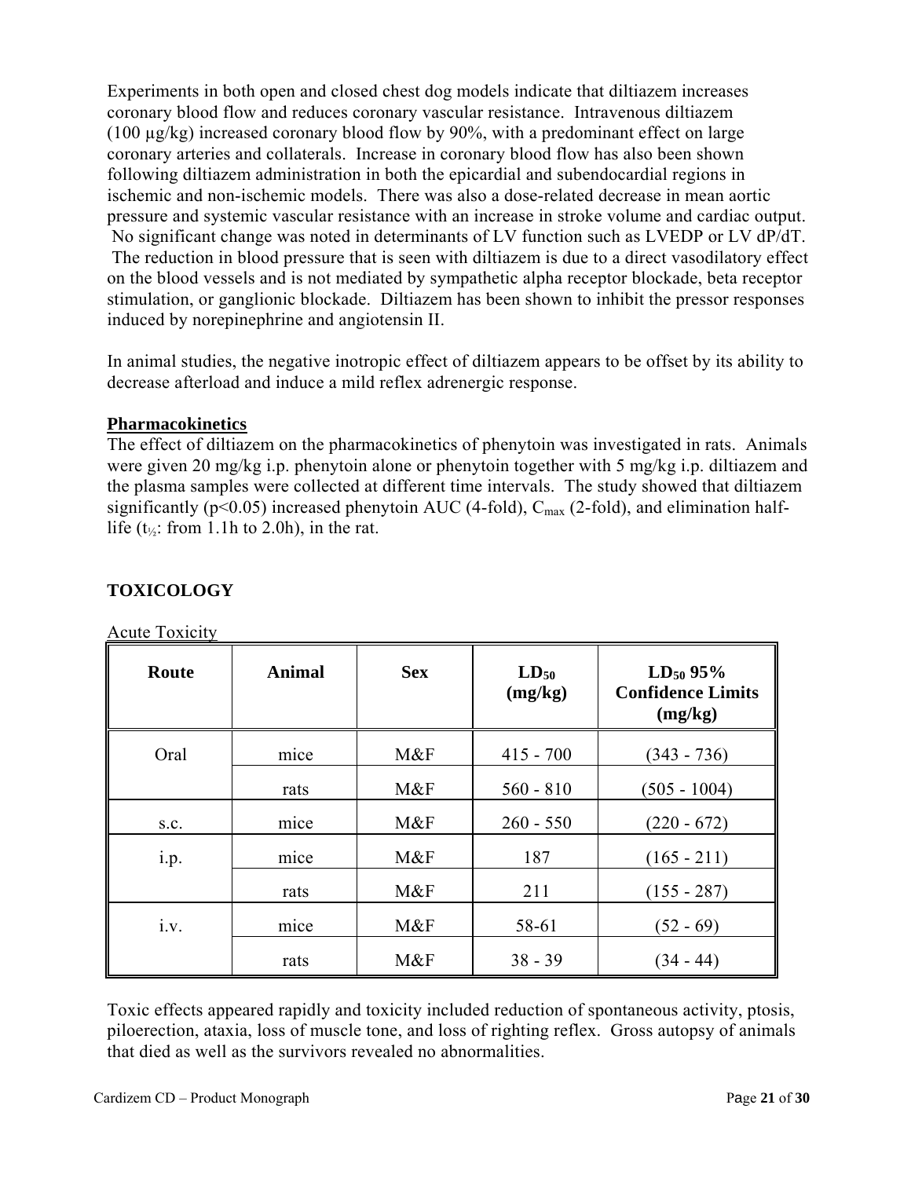Experiments in both open and closed chest dog models indicate that diltiazem increases coronary blood flow and reduces coronary vascular resistance. Intravenous diltiazem (100 µg/kg) increased coronary blood flow by 90%, with a predominant effect on large coronary arteries and collaterals. Increase in coronary blood flow has also been shown following diltiazem administration in both the epicardial and subendocardial regions in ischemic and non-ischemic models. There was also a dose-related decrease in mean aortic pressure and systemic vascular resistance with an increase in stroke volume and cardiac output. No significant change was noted in determinants of LV function such as LVEDP or LV dP/dT. The reduction in blood pressure that is seen with diltiazem is due to a direct vasodilatory effect on the blood vessels and is not mediated by sympathetic alpha receptor blockade, beta receptor stimulation, or ganglionic blockade. Diltiazem has been shown to inhibit the pressor responses induced by norepinephrine and angiotensin II.

In animal studies, the negative inotropic effect of diltiazem appears to be offset by its ability to decrease afterload and induce a mild reflex adrenergic response.

**Pharmacokinetics**

The effect of diltiazem on the pharmacokinetics of phenytoin was investigated in rats. Animals were given 20 mg/kg i.p. phenytoin alone or phenytoin together with 5 mg/kg i.p. diltiazem and the plasma samples were collected at different time intervals. The study showed that diltiazem significantly ($p<0.05$) increased phenytoin AUC (4-fold), $C_{max}$ (2-fold), and elimination half-life ($t_{½}$: from 1.1h to 2.0h), in the rat.

## TOXICOLOGY

Acute Toxicity

| Route | Animal | Sex | $LD_{50}$ (mg/kg) | $LD_{50}$ 95% Confidence Limits (mg/kg) |
|---|---|---|---|---|
| Oral | mice | M&F | 415 - 700 | (343 - 736) |
| | rats | M&F | 560 - 810 | (505 - 1004) |
| s.c. | mice | M&F | 260 - 550 | (220 - 672) |
| i.p. | mice | M&F | 187 | (165 - 211) |
| | rats | M&F | 211 | (155 - 287) |
| i.v. | mice | M&F | 58-61 | (52 - 69) |
| | rats | M&F | 38 - 39 | (34 - 44) |

Toxic effects appeared rapidly and toxicity included reduction of spontaneous activity, ptosis, piloerection, ataxia, loss of muscle tone, and loss of righting reflex. Gross autopsy of animals that died as well as the survivors revealed no abnormalities.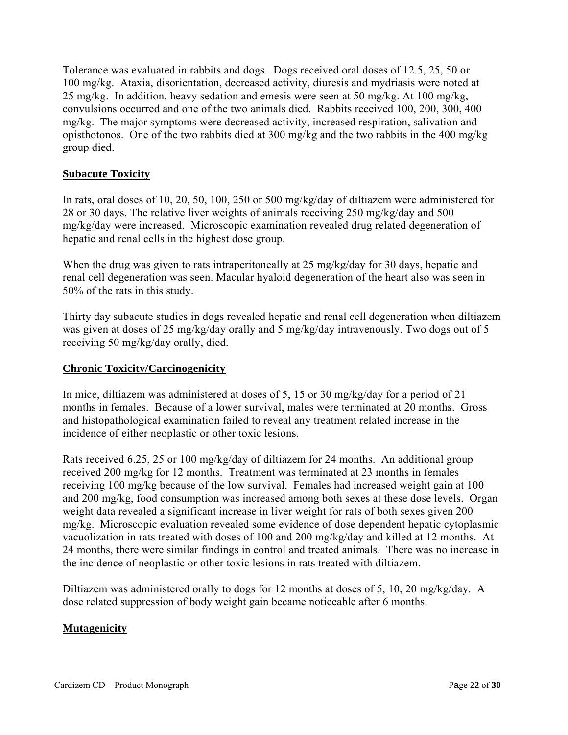Tolerance was evaluated in rabbits and dogs. Dogs received oral doses of 12.5, 25, 50 or 100 mg/kg. Ataxia, disorientation, decreased activity, diuresis and mydriasis were noted at 25 mg/kg. In addition, heavy sedation and emesis were seen at 50 mg/kg. At 100 mg/kg, convulsions occurred and one of the two animals died. Rabbits received 100, 200, 300, 400 mg/kg. The major symptoms were decreased activity, increased respiration, salivation and opisthotonos. One of the two rabbits died at 300 mg/kg and the two rabbits in the 400 mg/kg group died.

**Subacute Toxicity**

In rats, oral doses of 10, 20, 50, 100, 250 or 500 mg/kg/day of diltiazem were administered for 28 or 30 days. The relative liver weights of animals receiving 250 mg/kg/day and 500 mg/kg/day were increased. Microscopic examination revealed drug related degeneration of hepatic and renal cells in the highest dose group.

When the drug was given to rats intraperitoneally at 25 mg/kg/day for 30 days, hepatic and renal cell degeneration was seen. Macular hyaloid degeneration of the heart also was seen in 50% of the rats in this study.

Thirty day subacute studies in dogs revealed hepatic and renal cell degeneration when diltiazem was given at doses of 25 mg/kg/day orally and 5 mg/kg/day intravenously. Two dogs out of 5 receiving 50 mg/kg/day orally, died.

**Chronic Toxicity/Carcinogenicity**

In mice, diltiazem was administered at doses of 5, 15 or 30 mg/kg/day for a period of 21 months in females. Because of a lower survival, males were terminated at 20 months. Gross and histopathological examination failed to reveal any treatment related increase in the incidence of either neoplastic or other toxic lesions.

Rats received 6.25, 25 or 100 mg/kg/day of diltiazem for 24 months. An additional group received 200 mg/kg for 12 months. Treatment was terminated at 23 months in females receiving 100 mg/kg because of the low survival. Females had increased weight gain at 100 and 200 mg/kg, food consumption was increased among both sexes at these dose levels. Organ weight data revealed a significant increase in liver weight for rats of both sexes given 200 mg/kg. Microscopic evaluation revealed some evidence of dose dependent hepatic cytoplasmic vacuolization in rats treated with doses of 100 and 200 mg/kg/day and killed at 12 months. At 24 months, there were similar findings in control and treated animals. There was no increase in the incidence of neoplastic or other toxic lesions in rats treated with diltiazem.

Diltiazem was administered orally to dogs for 12 months at doses of 5, 10, 20 mg/kg/day. A dose related suppression of body weight gain became noticeable after 6 months.

**Mutagenicity**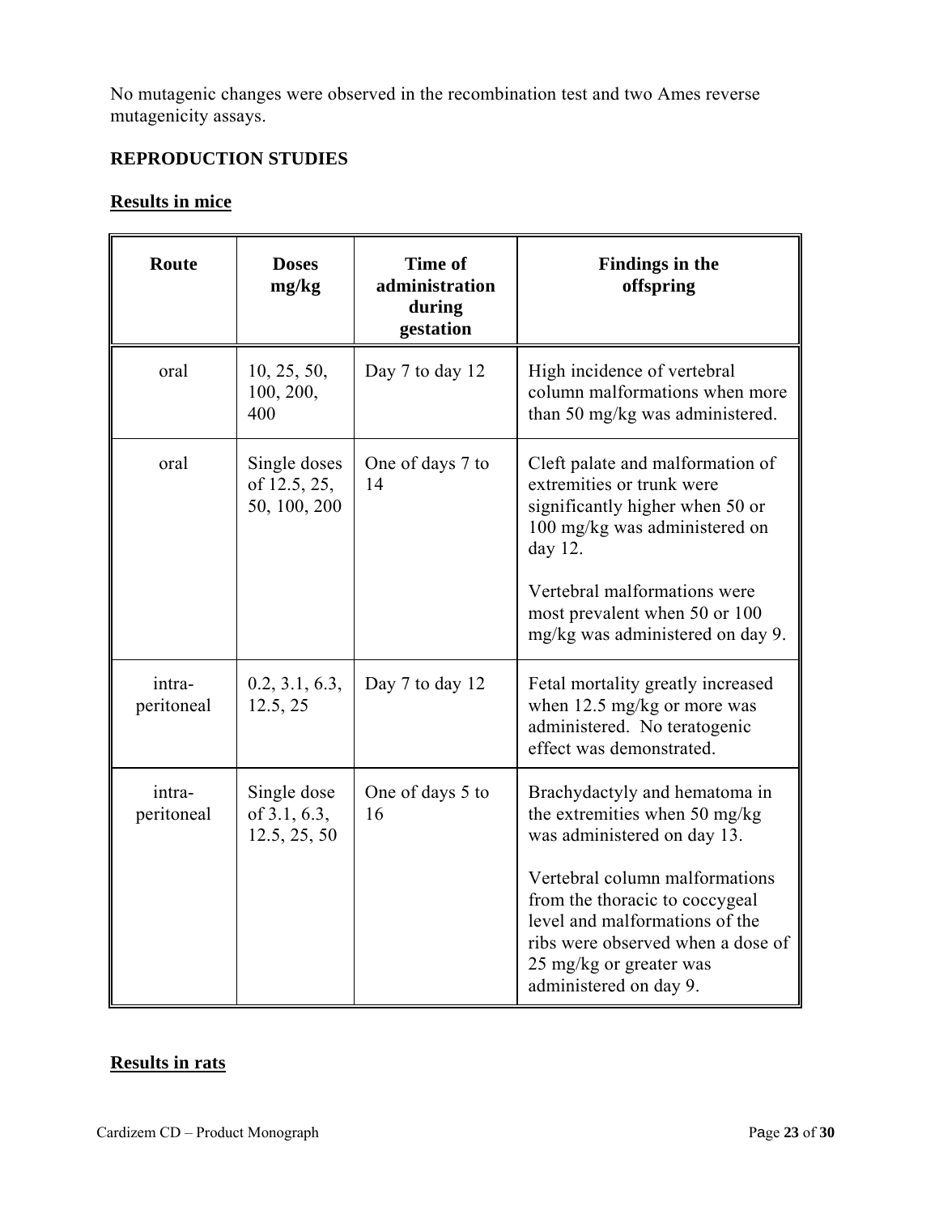No mutagenic changes were observed in the recombination test and two Ames reverse mutagenicity assays.

## REPRODUCTION STUDIES

### Results in mice

| Route | Doses mg/kg | Time of administration during gestation | Findings in the offspring |
|---|---|---|---|
| oral | 10, 25, 50, 100, 200, 400 | Day 7 to day 12 | High incidence of vertebral column malformations when more than 50 mg/kg was administered. |
| oral | Single doses of 12.5, 25, 50, 100, 200 | One of days 7 to 14 | Cleft palate and malformation of extremities or trunk were significantly higher when 50 or 100 mg/kg was administered on day 12.<br><br>Vertebral malformations were most prevalent when 50 or 100 mg/kg was administered on day 9. |
| intra-peritoneal | 0.2, 3.1, 6.3, 12.5, 25 | Day 7 to day 12 | Fetal mortality greatly increased when 12.5 mg/kg or more was administered. No teratogenic effect was demonstrated. |
| intra-peritoneal | Single dose of 3.1, 6.3, 12.5, 25, 50 | One of days 5 to 16 | Brachydactyly and hematoma in the extremities when 50 mg/kg was administered on day 13.<br><br>Vertebral column malformations from the thoracic to coccygeal level and malformations of the ribs were observed when a dose of 25 mg/kg or greater was administered on day 9. |

### Results in rats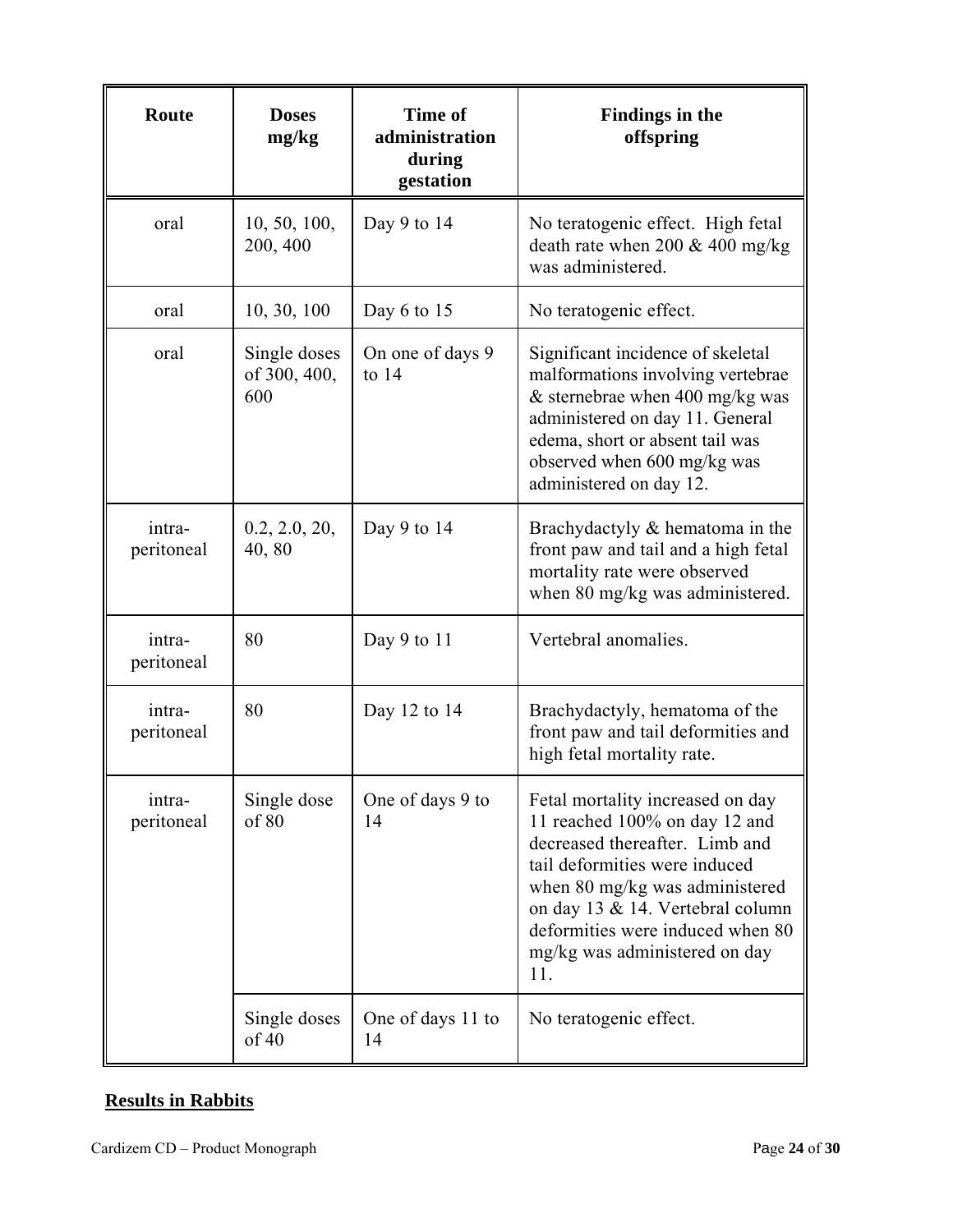| Route | Doses mg/kg | Time of administration during gestation | Findings in the offspring |
|---|---|---|---|
| oral | 10, 50, 100, 200, 400 | Day 9 to 14 | No teratogenic effect. High fetal death rate when 200 & 400 mg/kg was administered. |
| oral | 10, 30, 100 | Day 6 to 15 | No teratogenic effect. |
| oral | Single doses of 300, 400, 600 | On one of days 9 to 14 | Significant incidence of skeletal malformations involving vertebrae & sternebrae when 400 mg/kg was administered on day 11. General edema, short or absent tail was observed when 600 mg/kg was administered on day 12. |
| intra-peritoneal | 0.2, 2.0, 20, 40, 80 | Day 9 to 14 | Brachydactyly & hematoma in the front paw and tail and a high fetal mortality rate were observed when 80 mg/kg was administered. |
| intra-peritoneal | 80 | Day 9 to 11 | Vertebral anomalies. |
| intra-peritoneal | 80 | Day 12 to 14 | Brachydactyly, hematoma of the front paw and tail deformities and high fetal mortality rate. |
| intra-peritoneal | Single dose of 80 | One of days 9 to 14 | Fetal mortality increased on day 11 reached 100% on day 12 and decreased thereafter. Limb and tail deformities were induced when 80 mg/kg was administered on day 13 & 14. Vertebral column deformities were induced when 80 mg/kg was administered on day 11. |
| | Single doses of 40 | One of days 11 to 14 | No teratogenic effect. |

**Results in Rabbits**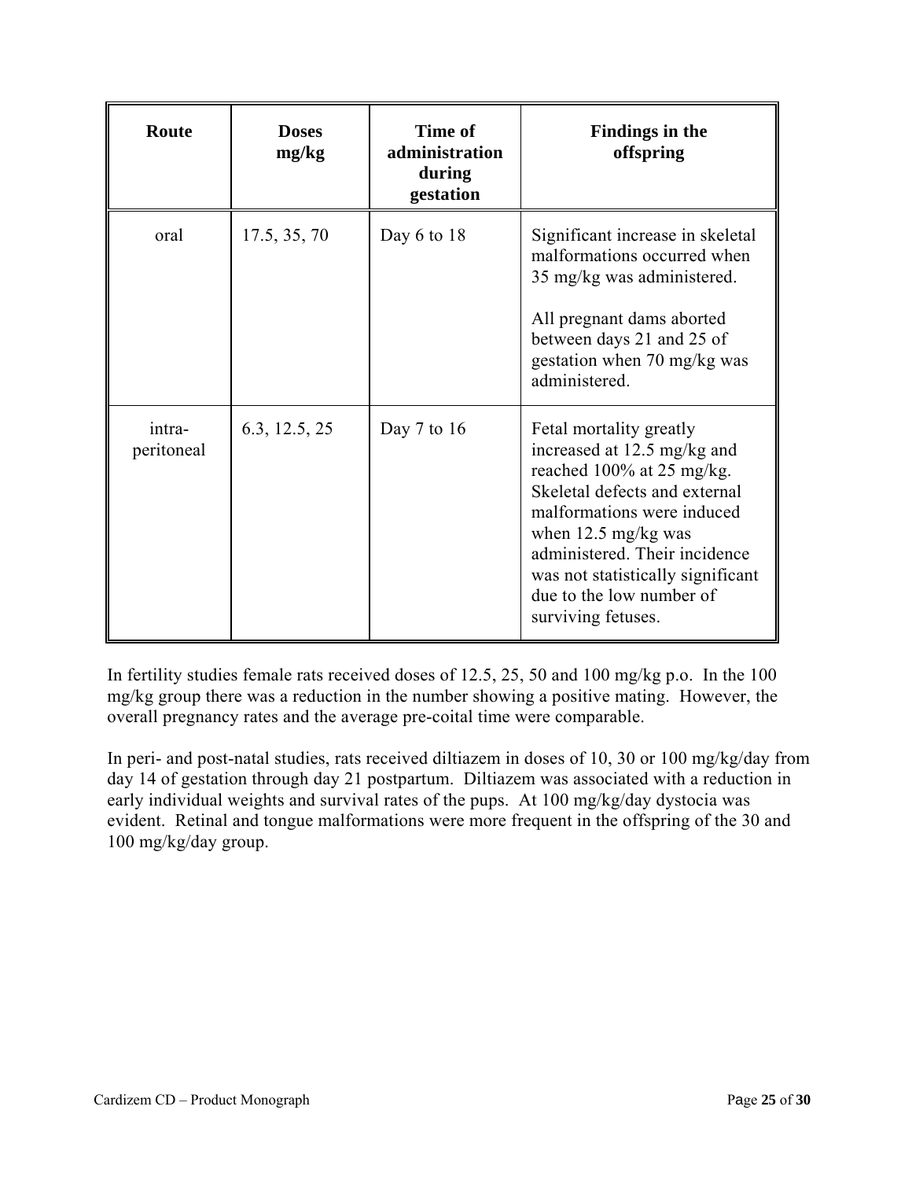| Route | Doses mg/kg | Time of administration during gestation | Findings in the offspring |
| --- | --- | --- | --- |
| oral | 17.5, 35, 70 | Day 6 to 18 | Significant increase in skeletal malformations occurred when 35 mg/kg was administered.<br><br>All pregnant dams aborted between days 21 and 25 of gestation when 70 mg/kg was administered. |
| intra-peritoneal | 6.3, 12.5, 25 | Day 7 to 16 | Fetal mortality greatly increased at 12.5 mg/kg and reached 100% at 25 mg/kg. Skeletal defects and external malformations were induced when 12.5 mg/kg was administered. Their incidence was not statistically significant due to the low number of surviving fetuses. |

In fertility studies female rats received doses of 12.5, 25, 50 and 100 mg/kg p.o. In the 100 mg/kg group there was a reduction in the number showing a positive mating. However, the overall pregnancy rates and the average pre-coital time were comparable.

In peri- and post-natal studies, rats received diltiazem in doses of 10, 30 or 100 mg/kg/day from day 14 of gestation through day 21 postpartum. Diltiazem was associated with a reduction in early individual weights and survival rates of the pups. At 100 mg/kg/day dystocia was evident. Retinal and tongue malformations were more frequent in the offspring of the 30 and 100 mg/kg/day group.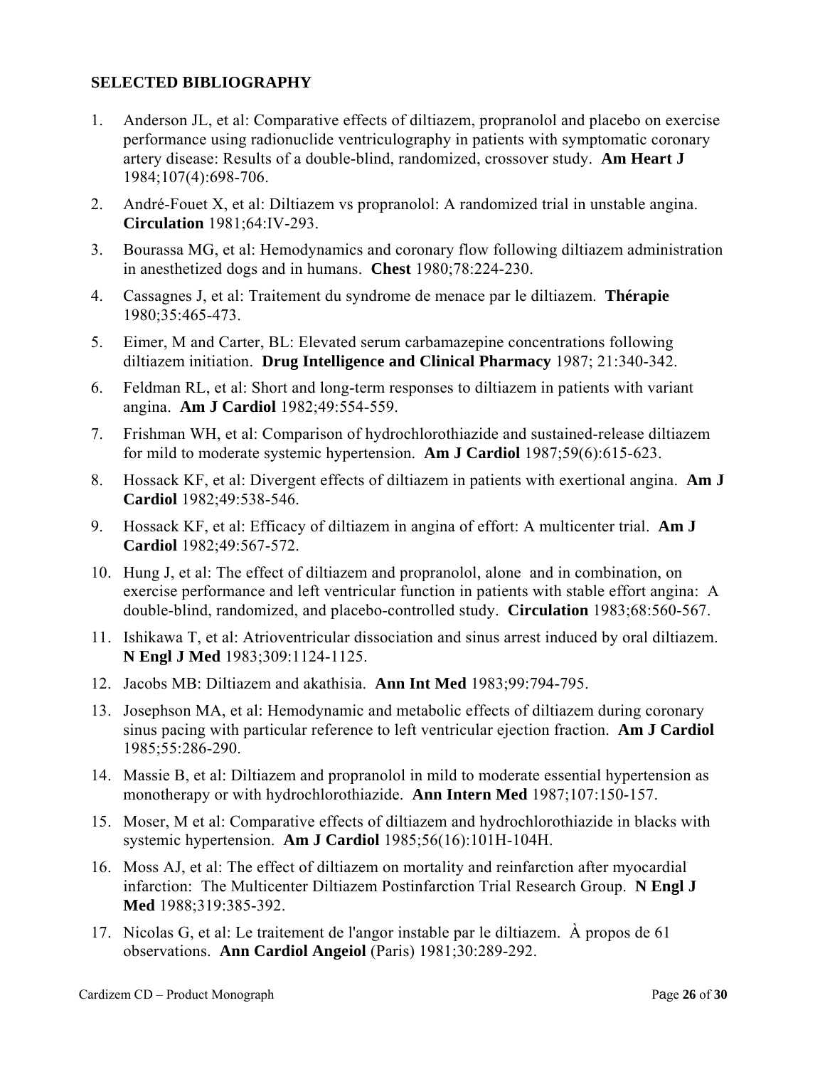**SELECTED BIBLIOGRAPHY**

1. Anderson JL, et al: Comparative effects of diltiazem, propranolol and placebo on exercise performance using radionuclide ventriculography in patients with symptomatic coronary artery disease: Results of a double-blind, randomized, crossover study. **Am Heart J** 1984;107(4):698-706.
2. André-Fouet X, et al: Diltiazem vs propranolol: A randomized trial in unstable angina. **Circulation** 1981;64:IV-293.
3. Bourassa MG, et al: Hemodynamics and coronary flow following diltiazem administration in anesthetized dogs and in humans. **Chest** 1980;78:224-230.
4. Cassagnes J, et al: Traitement du syndrome de menace par le diltiazem. **Thérapie** 1980;35:465-473.
5. Eimer, M and Carter, BL: Elevated serum carbamazepine concentrations following diltiazem initiation. **Drug Intelligence and Clinical Pharmacy** 1987; 21:340-342.
6. Feldman RL, et al: Short and long-term responses to diltiazem in patients with variant angina. **Am J Cardiol** 1982;49:554-559.
7. Frishman WH, et al: Comparison of hydrochlorothiazide and sustained-release diltiazem for mild to moderate systemic hypertension. **Am J Cardiol** 1987;59(6):615-623.
8. Hossack KF, et al: Divergent effects of diltiazem in patients with exertional angina. **Am J Cardiol** 1982;49:538-546.
9. Hossack KF, et al: Efficacy of diltiazem in angina of effort: A multicenter trial. **Am J Cardiol** 1982;49:567-572.
10. Hung J, et al: The effect of diltiazem and propranolol, alone and in combination, on exercise performance and left ventricular function in patients with stable effort angina: A double-blind, randomized, and placebo-controlled study. **Circulation** 1983;68:560-567.
11. Ishikawa T, et al: Atrioventricular dissociation and sinus arrest induced by oral diltiazem. **N Engl J Med** 1983;309:1124-1125.
12. Jacobs MB: Diltiazem and akathisia. **Ann Int Med** 1983;99:794-795.
13. Josephson MA, et al: Hemodynamic and metabolic effects of diltiazem during coronary sinus pacing with particular reference to left ventricular ejection fraction. **Am J Cardiol** 1985;55:286-290.
14. Massie B, et al: Diltiazem and propranolol in mild to moderate essential hypertension as monotherapy or with hydrochlorothiazide. **Ann Intern Med** 1987;107:150-157.
15. Moser, M et al: Comparative effects of diltiazem and hydrochlorothiazide in blacks with systemic hypertension. **Am J Cardiol** 1985;56(16):101H-104H.
16. Moss AJ, et al: The effect of diltiazem on mortality and reinfarction after myocardial infarction: The Multicenter Diltiazem Postinfarction Trial Research Group. **N Engl J Med** 1988;319:385-392.
17. Nicolas G, et al: Le traitement de l'angor instable par le diltiazem. À propos de 61 observations. **Ann Cardiol Angeiol** (Paris) 1981;30:289-292.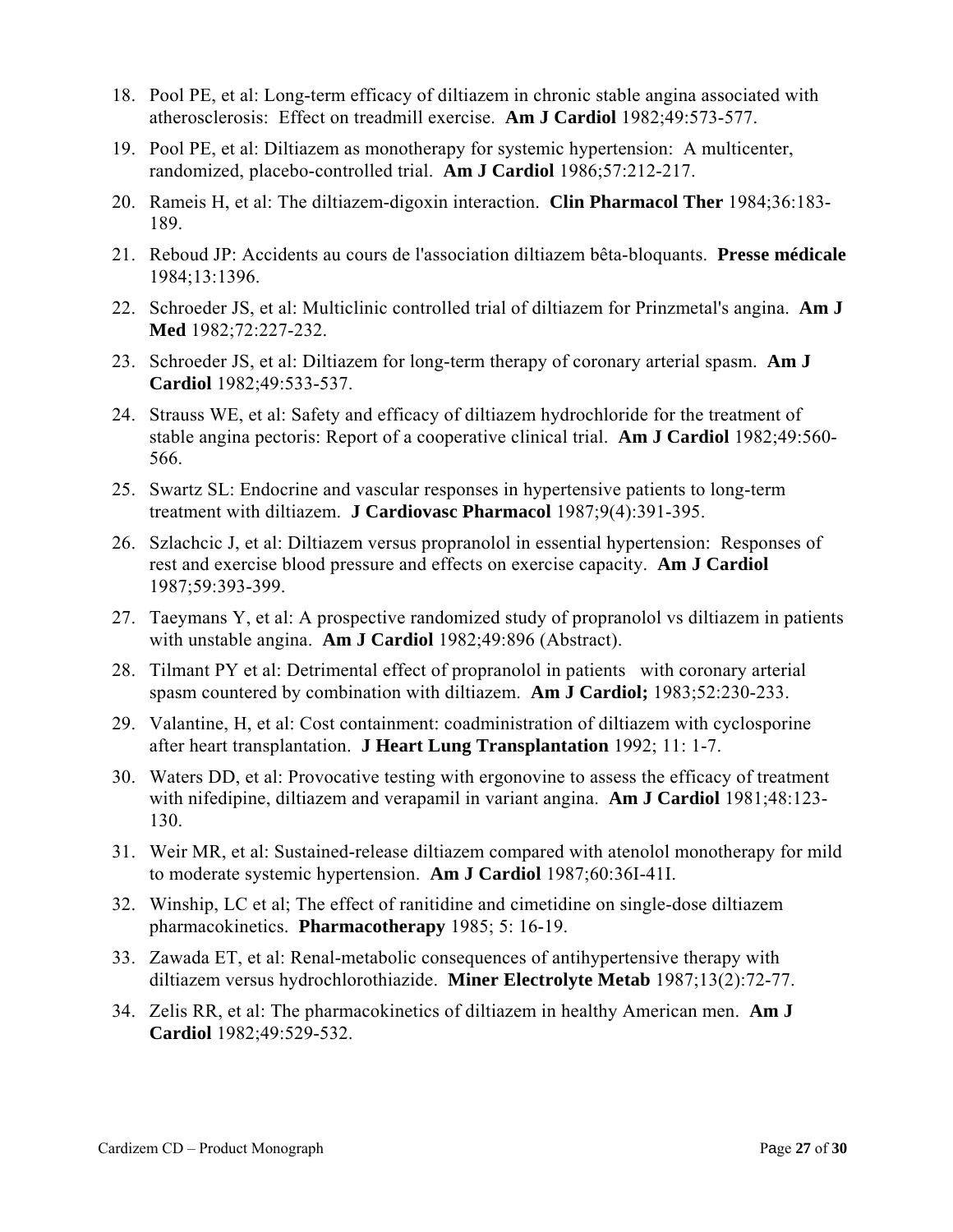18. Pool PE, et al: Long-term efficacy of diltiazem in chronic stable angina associated with atherosclerosis: Effect on treadmill exercise. **Am J Cardiol** 1982;49:573-577.

19. Pool PE, et al: Diltiazem as monotherapy for systemic hypertension: A multicenter, randomized, placebo-controlled trial. **Am J Cardiol** 1986;57:212-217.

20. Rameis H, et al: The diltiazem-digoxin interaction. **Clin Pharmacol Ther** 1984;36:183-189.

21. Reboud JP: Accidents au cours de l'association diltiazem bêta-bloquants. **Presse médicale** 1984;13:1396.

22. Schroeder JS, et al: Multiclinic controlled trial of diltiazem for Prinzmetal's angina. **Am J Med** 1982;72:227-232.

23. Schroeder JS, et al: Diltiazem for long-term therapy of coronary arterial spasm. **Am J Cardiol** 1982;49:533-537.

24. Strauss WE, et al: Safety and efficacy of diltiazem hydrochloride for the treatment of stable angina pectoris: Report of a cooperative clinical trial. **Am J Cardiol** 1982;49:560-566.

25. Swartz SL: Endocrine and vascular responses in hypertensive patients to long-term treatment with diltiazem. **J Cardiovasc Pharmacol** 1987;9(4):391-395.

26. Szlachcic J, et al: Diltiazem versus propranolol in essential hypertension: Responses of rest and exercise blood pressure and effects on exercise capacity. **Am J Cardiol** 1987;59:393-399.

27. Taeymans Y, et al: A prospective randomized study of propranolol vs diltiazem in patients with unstable angina. **Am J Cardiol** 1982;49:896 (Abstract).

28. Tilmant PY et al: Detrimental effect of propranolol in patients with coronary arterial spasm countered by combination with diltiazem. **Am J Cardiol;** 1983;52:230-233.

29. Valantine, H, et al: Cost containment: coadministration of diltiazem with cyclosporine after heart transplantation. **J Heart Lung Transplantation** 1992; 11: 1-7.

30. Waters DD, et al: Provocative testing with ergonovine to assess the efficacy of treatment with nifedipine, diltiazem and verapamil in variant angina. **Am J Cardiol** 1981;48:123-130.

31. Weir MR, et al: Sustained-release diltiazem compared with atenolol monotherapy for mild to moderate systemic hypertension. **Am J Cardiol** 1987;60:36I-41I.

32. Winship, LC et al; The effect of ranitidine and cimetidine on single-dose diltiazem pharmacokinetics. **Pharmacotherapy** 1985; 5: 16-19.

33. Zawada ET, et al: Renal-metabolic consequences of antihypertensive therapy with diltiazem versus hydrochlorothiazide. **Miner Electrolyte Metab** 1987;13(2):72-77.

34. Zelis RR, et al: The pharmacokinetics of diltiazem in healthy American men. **Am J Cardiol** 1982;49:529-532.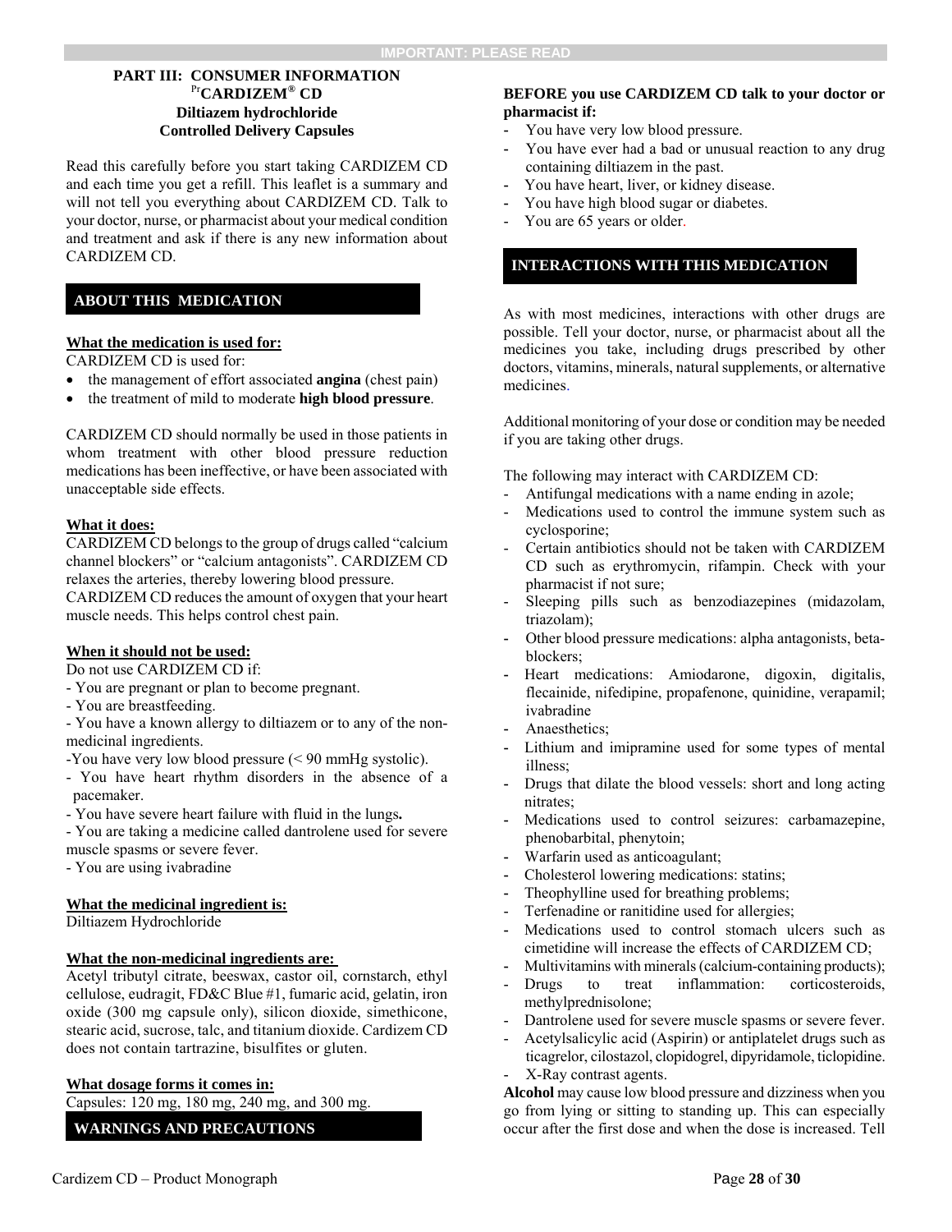IMPORTANT: PLEASE READ

## PART III: CONSUMER INFORMATION

### PrCARDIZEM® CD
### Diltiazem hydrochloride
### Controlled Delivery Capsules

Read this carefully before you start taking CARDIZEM CD and each time you get a refill. This leaflet is a summary and will not tell you everything about CARDIZEM CD. Talk to your doctor, nurse, or pharmacist about your medical condition and treatment and ask if there is any new information about CARDIZEM CD.

## ABOUT THIS MEDICATION

**What the medication is used for:**

CARDIZEM CD is used for:

- the management of effort associated **angina** (chest pain)
- the treatment of mild to moderate **high blood pressure**.

CARDIZEM CD should normally be used in those patients in whom treatment with other blood pressure reduction medications has been ineffective, or have been associated with unacceptable side effects.

**What it does:**

CARDIZEM CD belongs to the group of drugs called "calcium channel blockers" or "calcium antagonists". CARDIZEM CD relaxes the arteries, thereby lowering blood pressure.

CARDIZEM CD reduces the amount of oxygen that your heart muscle needs. This helps control chest pain.

**When it should not be used:**

Do not use CARDIZEM CD if:

- You are pregnant or plan to become pregnant.
- You are breastfeeding.
- You have a known allergy to diltiazem or to any of the non-medicinal ingredients.
- You have very low blood pressure (< 90 mmHg systolic).
- You have heart rhythm disorders in the absence of a pacemaker.
- You have severe heart failure with fluid in the lungs**.**
- You are taking a medicine called dantrolene used for severe muscle spasms or severe fever.
- You are using ivabradine

**What the medicinal ingredient is:**

Diltiazem Hydrochloride

**What the non-medicinal ingredients are:**

Acetyl tributyl citrate, beeswax, castor oil, cornstarch, ethyl cellulose, eudragit, FD&C Blue #1, fumaric acid, gelatin, iron oxide (300 mg capsule only), silicon dioxide, simethicone, stearic acid, sucrose, talc, and titanium dioxide. Cardizem CD does not contain tartrazine, bisulfites or gluten.

**What dosage forms it comes in:**

Capsules: 120 mg, 180 mg, 240 mg, and 300 mg.

## WARNINGS AND PRECAUTIONS

**BEFORE you use CARDIZEM CD talk to your doctor or pharmacist if:**

- You have very low blood pressure.
- You have ever had a bad or unusual reaction to any drug containing diltiazem in the past.
- You have heart, liver, or kidney disease.
- You have high blood sugar or diabetes.
- You are 65 years or older.

## INTERACTIONS WITH THIS MEDICATION

As with most medicines, interactions with other drugs are possible. Tell your doctor, nurse, or pharmacist about all the medicines you take, including drugs prescribed by other doctors, vitamins, minerals, natural supplements, or alternative medicines.

Additional monitoring of your dose or condition may be needed if you are taking other drugs.

The following may interact with CARDIZEM CD:

- Antifungal medications with a name ending in azole;
- Medications used to control the immune system such as cyclosporine;
- Certain antibiotics should not be taken with CARDIZEM CD such as erythromycin, rifampin. Check with your pharmacist if not sure;
- Sleeping pills such as benzodiazepines (midazolam, triazolam);
- Other blood pressure medications: alpha antagonists, beta-blockers;
- Heart medications: Amiodarone, digoxin, digitalis, flecainide, nifedipine, propafenone, quinidine, verapamil; ivabradine
- Anaesthetics;
- Lithium and imipramine used for some types of mental illness;
- Drugs that dilate the blood vessels: short and long acting nitrates;
- Medications used to control seizures: carbamazepine, phenobarbital, phenytoin;
- Warfarin used as anticoagulant;
- Cholesterol lowering medications: statins;
- Theophylline used for breathing problems;
- Terfenadine or ranitidine used for allergies;
- Medications used to control stomach ulcers such as cimetidine will increase the effects of CARDIZEM CD;
- Multivitamins with minerals (calcium-containing products);
- Drugs to treat inflammation: corticosteroids, methylprednisolone;
- Dantrolene used for severe muscle spasms or severe fever.
- Acetylsalicylic acid (Aspirin) or antiplatelet drugs such as ticagrelor, cilostazol, clopidogrel, dipyridamole, ticlopidine.
- X-Ray contrast agents.

**Alcohol** may cause low blood pressure and dizziness when you go from lying or sitting to standing up. This can especially occur after the first dose and when the dose is increased. Tell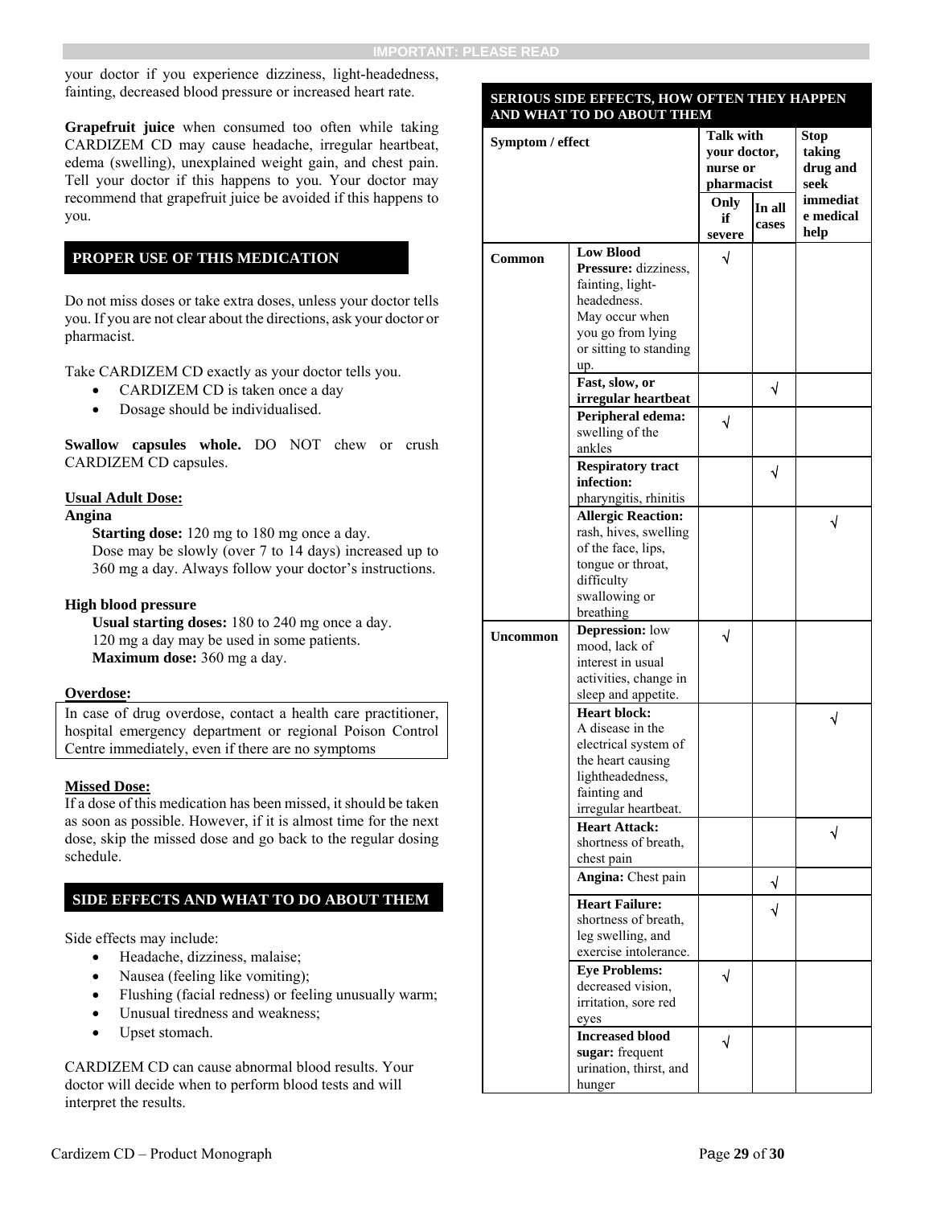your doctor if you experience dizziness, light-headedness, fainting, decreased blood pressure or increased heart rate.

**Grapefruit juice** when consumed too often while taking CARDIZEM CD may cause headache, irregular heartbeat, edema (swelling), unexplained weight gain, and chest pain. Tell your doctor if this happens to you. Your doctor may recommend that grapefruit juice be avoided if this happens to you.

## PROPER USE OF THIS MEDICATION

Do not miss doses or take extra doses, unless your doctor tells you. If you are not clear about the directions, ask your doctor or pharmacist.

Take CARDIZEM CD exactly as your doctor tells you.

- CARDIZEM CD is taken once a day
- Dosage should be individualised.

**Swallow capsules whole.** DO NOT chew or crush CARDIZEM CD capsules.

**Usual Adult Dose:**

**Angina**

**Starting dose:** 120 mg to 180 mg once a day.
Dose may be slowly (over 7 to 14 days) increased up to 360 mg a day. Always follow your doctor's instructions.

**High blood pressure**

**Usual starting doses:** 180 to 240 mg once a day.
120 mg a day may be used in some patients.
**Maximum dose:** 360 mg a day.

**Overdose:**

In case of drug overdose, contact a health care practitioner, hospital emergency department or regional Poison Control Centre immediately, even if there are no symptoms

**Missed Dose:**

If a dose of this medication has been missed, it should be taken as soon as possible. However, if it is almost time for the next dose, skip the missed dose and go back to the regular dosing schedule.

## SIDE EFFECTS AND WHAT TO DO ABOUT THEM

Side effects may include:

- Headache, dizziness, malaise;
- Nausea (feeling like vomiting);
- Flushing (facial redness) or feeling unusually warm;
- Unusual tiredness and weakness;
- Upset stomach.

CARDIZEM CD can cause abnormal blood results. Your doctor will decide when to perform blood tests and will interpret the results.

**SERIOUS SIDE EFFECTS, HOW OFTEN THEY HAPPEN AND WHAT TO DO ABOUT THEM**

| Symptom / effect | | Talk with your doctor, nurse or pharmacist | | Stop taking drug and seek immediate medical help |
|---|---|---|---|---|
| | | Only if severe | In all cases | |
| Common | **Low Blood Pressure:** dizziness, fainting, light-headedness. May occur when you go from lying or sitting to standing up. | √ | | |
| | **Fast, slow, or irregular heartbeat** | | √ | |
| | **Peripheral edema:** swelling of the ankles | √ | | |
| | **Respiratory tract infection:** pharyngitis, rhinitis | | √ | |
| | **Allergic Reaction:** rash, hives, swelling of the face, lips, tongue or throat, difficulty swallowing or breathing | | | √ |
| Uncommon | **Depression:** low mood, lack of interest in usual activities, change in sleep and appetite. | √ | | |
| | **Heart block:** A disease in the electrical system of the heart causing lightheadedness, fainting and irregular heartbeat. | | | √ |
| | **Heart Attack:** shortness of breath, chest pain | | | √ |
| | **Angina:** Chest pain | | √ | |
| | **Heart Failure:** shortness of breath, leg swelling, and exercise intolerance. | | √ | |
| | **Eye Problems:** decreased vision, irritation, sore red eyes | √ | | |
| | **Increased blood sugar:** frequent urination, thirst, and hunger | √ | | |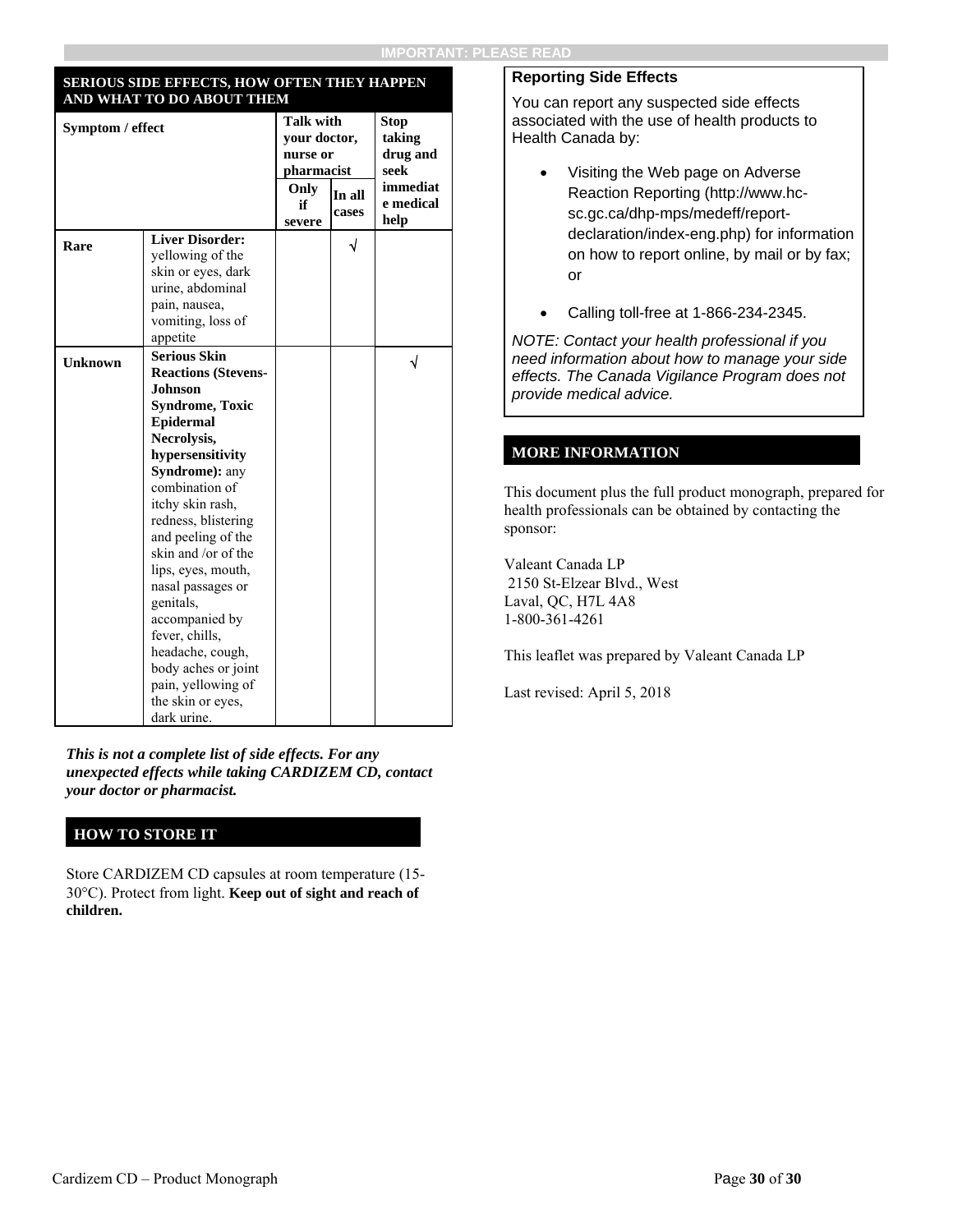**SERIOUS SIDE EFFECTS, HOW OFTEN THEY HAPPEN AND WHAT TO DO ABOUT THEM**

| Symptom / effect | | Talk with your doctor, nurse or pharmacist | | Stop taking drug and seek immediate medical help |
|---|---|---|---|---|
| | | Only if severe | In all cases | |
| Rare | **Liver Disorder:** yellowing of the skin or eyes, dark urine, abdominal pain, nausea, vomiting, loss of appetite | | √ | |
| Unknown | **Serious Skin Reactions (Stevens-Johnson Syndrome, Toxic Epidermal Necrolysis, hypersensitivity Syndrome):** any combination of itchy skin rash, redness, blistering and peeling of the skin and /or of the lips, eyes, mouth, nasal passages or genitals, accompanied by fever, chills, headache, cough, body aches or joint pain, yellowing of the skin or eyes, dark urine. | | | √ |

***This is not a complete list of side effects. For any unexpected effects while taking CARDIZEM CD, contact your doctor or pharmacist.***

## HOW TO STORE IT

Store CARDIZEM CD capsules at room temperature (15-30°C). Protect from light. **Keep out of sight and reach of children.**

**Reporting Side Effects**

You can report any suspected side effects associated with the use of health products to Health Canada by:

- Visiting the Web page on Adverse Reaction Reporting (http://www.hc-sc.gc.ca/dhp-mps/medeff/report-declaration/index-eng.php) for information on how to report online, by mail or by fax; or
- Calling toll-free at 1-866-234-2345.

*NOTE: Contact your health professional if you need information about how to manage your side effects. The Canada Vigilance Program does not provide medical advice.*

## MORE INFORMATION

This document plus the full product monograph, prepared for health professionals can be obtained by contacting the sponsor:

Valeant Canada LP
2150 St-Elzear Blvd., West
Laval, QC, H7L 4A8
1-800-361-4261

This leaflet was prepared by Valeant Canada LP

Last revised: April 5, 2018